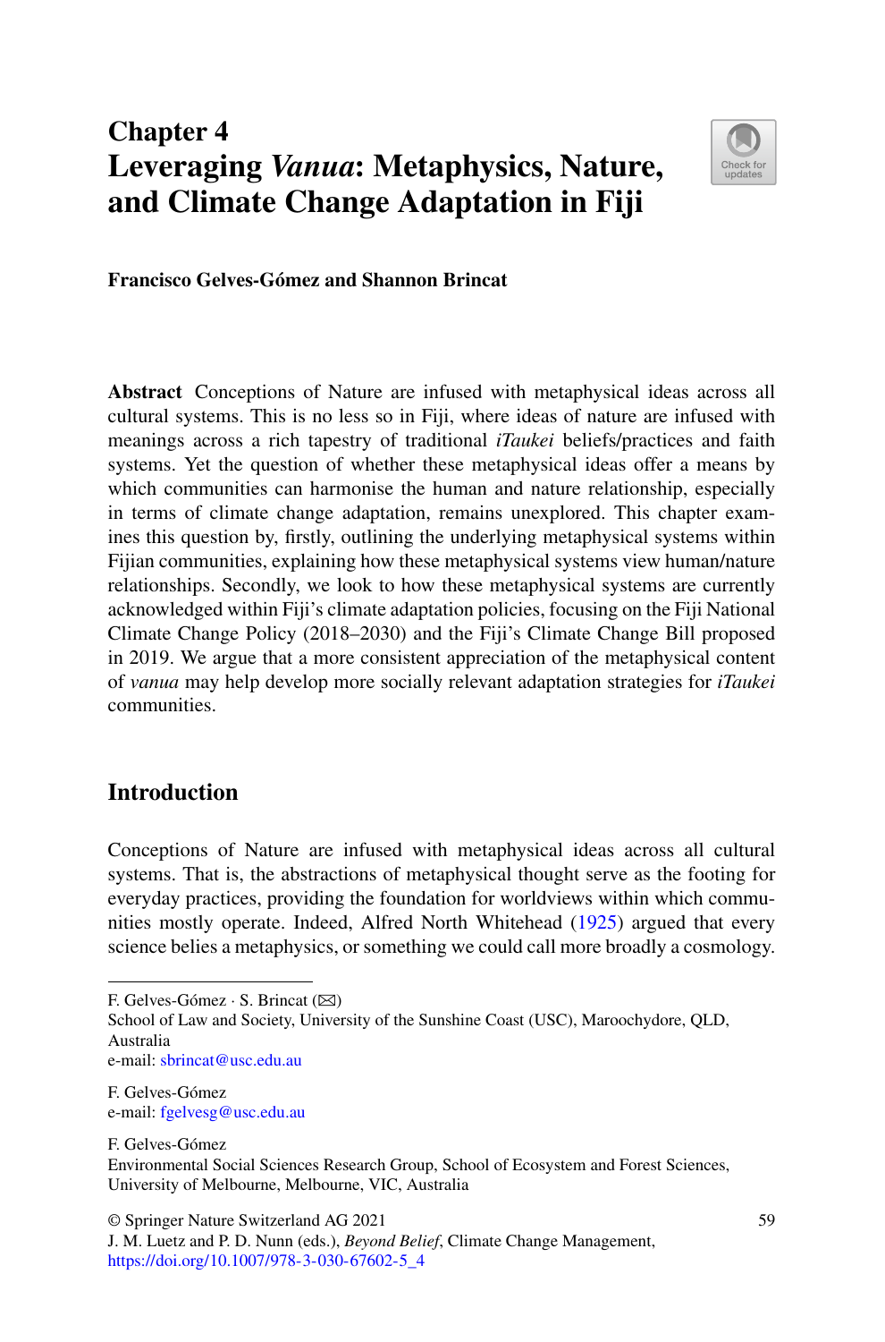# Chapter 4
# Leveraging *Vanua*: Metaphysics, Nature, and Climate Change Adaptation in Fiji

**Francisco Gelves-Gómez and Shannon Brincat**

**Abstract** Conceptions of Nature are infused with metaphysical ideas across all cultural systems. This is no less so in Fiji, where ideas of nature are infused with meanings across a rich tapestry of traditional *iTaukei* beliefs/practices and faith systems. Yet the question of whether these metaphysical ideas offer a means by which communities can harmonise the human and nature relationship, especially in terms of climate change adaptation, remains unexplored. This chapter examines this question by, firstly, outlining the underlying metaphysical systems within Fijian communities, explaining how these metaphysical systems view human/nature relationships. Secondly, we look to how these metaphysical systems are currently acknowledged within Fiji's climate adaptation policies, focusing on the Fiji National Climate Change Policy (2018–2030) and the Fiji's Climate Change Bill proposed in 2019. We argue that a more consistent appreciation of the metaphysical content of *vanua* may help develop more socially relevant adaptation strategies for *iTaukei* communities.

## Introduction

Conceptions of Nature are infused with metaphysical ideas across all cultural systems. That is, the abstractions of metaphysical thought serve as the footing for everyday practices, providing the foundation for worldviews within which communities mostly operate. Indeed, Alfred North Whitehead (1925) argued that every science belies a metaphysics, or something we could call more broadly a cosmology.

---

F. Gelves-Gómez · S. Brincat (✉)
School of Law and Society, University of the Sunshine Coast (USC), Maroochydore, QLD, Australia
e-mail: sbrincat@usc.edu.au

F. Gelves-Gómez
e-mail: fgelvesg@usc.edu.au

F. Gelves-Gómez
Environmental Social Sciences Research Group, School of Ecosystem and Forest Sciences, University of Melbourne, Melbourne, VIC, Australia

© Springer Nature Switzerland AG 2021
J. M. Luetz and P. D. Nunn (eds.), *Beyond Belief*, Climate Change Management,
https://doi.org/10.1007/978-3-030-67602-5_4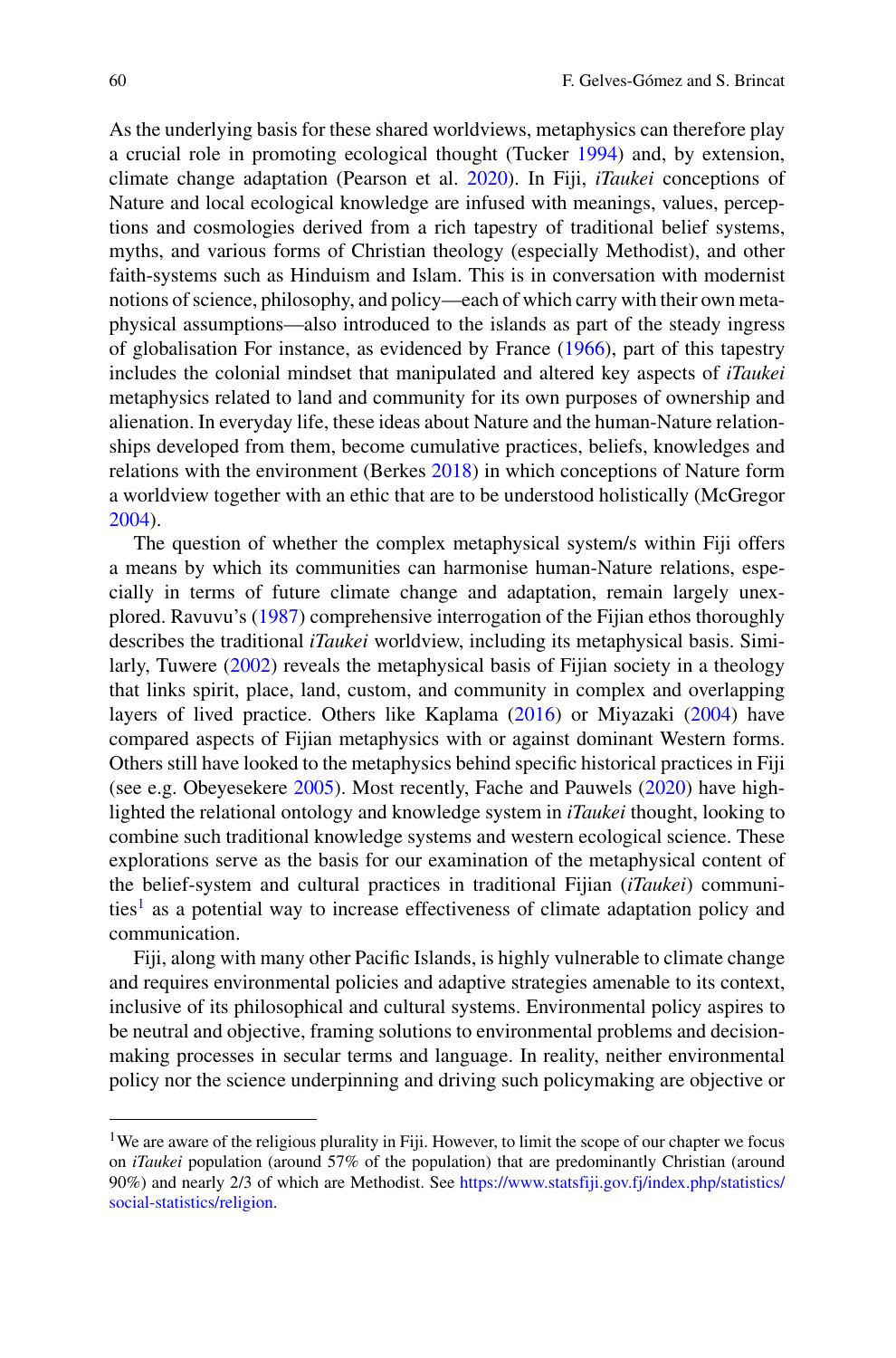As the underlying basis for these shared worldviews, metaphysics can therefore play a crucial role in promoting ecological thought (Tucker 1994) and, by extension, climate change adaptation (Pearson et al. 2020). In Fiji, *iTaukei* conceptions of Nature and local ecological knowledge are infused with meanings, values, perceptions and cosmologies derived from a rich tapestry of traditional belief systems, myths, and various forms of Christian theology (especially Methodist), and other faith-systems such as Hinduism and Islam. This is in conversation with modernist notions of science, philosophy, and policy—each of which carry with their own metaphysical assumptions—also introduced to the islands as part of the steady ingress of globalisation For instance, as evidenced by France (1966), part of this tapestry includes the colonial mindset that manipulated and altered key aspects of *iTaukei* metaphysics related to land and community for its own purposes of ownership and alienation. In everyday life, these ideas about Nature and the human-Nature relationships developed from them, become cumulative practices, beliefs, knowledges and relations with the environment (Berkes 2018) in which conceptions of Nature form a worldview together with an ethic that are to be understood holistically (McGregor 2004).

The question of whether the complex metaphysical system/s within Fiji offers a means by which its communities can harmonise human-Nature relations, especially in terms of future climate change and adaptation, remain largely unexplored. Ravuvu's (1987) comprehensive interrogation of the Fijian ethos thoroughly describes the traditional *iTaukei* worldview, including its metaphysical basis. Similarly, Tuwere (2002) reveals the metaphysical basis of Fijian society in a theology that links spirit, place, land, custom, and community in complex and overlapping layers of lived practice. Others like Kaplama (2016) or Miyazaki (2004) have compared aspects of Fijian metaphysics with or against dominant Western forms. Others still have looked to the metaphysics behind specific historical practices in Fiji (see e.g. Obeyesekere 2005). Most recently, Fache and Pauwels (2020) have highlighted the relational ontology and knowledge system in *iTaukei* thought, looking to combine such traditional knowledge systems and western ecological science. These explorations serve as the basis for our examination of the metaphysical content of the belief-system and cultural practices in traditional Fijian (*iTaukei*) communities[1] as a potential way to increase effectiveness of climate adaptation policy and communication.

Fiji, along with many other Pacific Islands, is highly vulnerable to climate change and requires environmental policies and adaptive strategies amenable to its context, inclusive of its philosophical and cultural systems. Environmental policy aspires to be neutral and objective, framing solutions to environmental problems and decision-making processes in secular terms and language. In reality, neither environmental policy nor the science underpinning and driving such policymaking are objective or

---

[1] We are aware of the religious plurality in Fiji. However, to limit the scope of our chapter we focus on *iTaukei* population (around 57% of the population) that are predominantly Christian (around 90%) and nearly 2/3 of which are Methodist. See https://www.statsfiji.gov.fj/index.php/statistics/social-statistics/religion.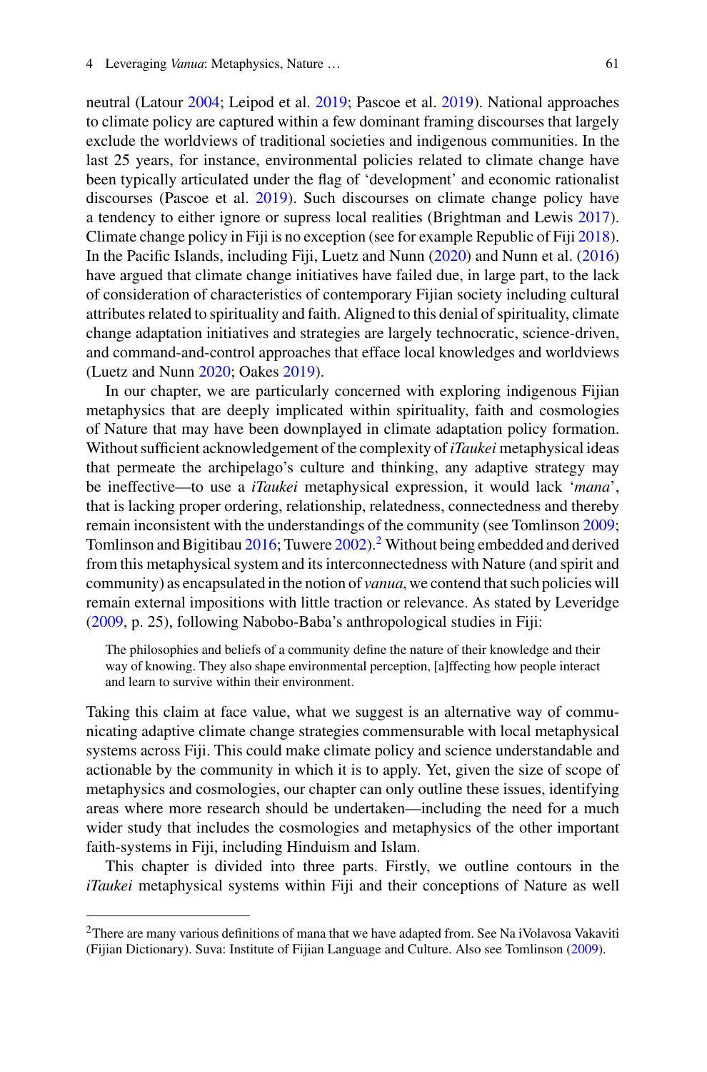neutral (Latour 2004; Leipod et al. 2019; Pascoe et al. 2019). National approaches to climate policy are captured within a few dominant framing discourses that largely exclude the worldviews of traditional societies and indigenous communities. In the last 25 years, for instance, environmental policies related to climate change have been typically articulated under the flag of 'development' and economic rationalist discourses (Pascoe et al. 2019). Such discourses on climate change policy have a tendency to either ignore or supress local realities (Brightman and Lewis 2017). Climate change policy in Fiji is no exception (see for example Republic of Fiji 2018). In the Pacific Islands, including Fiji, Luetz and Nunn (2020) and Nunn et al. (2016) have argued that climate change initiatives have failed due, in large part, to the lack of consideration of characteristics of contemporary Fijian society including cultural attributes related to spirituality and faith. Aligned to this denial of spirituality, climate change adaptation initiatives and strategies are largely technocratic, science-driven, and command-and-control approaches that efface local knowledges and worldviews (Luetz and Nunn 2020; Oakes 2019).

In our chapter, we are particularly concerned with exploring indigenous Fijian metaphysics that are deeply implicated within spirituality, faith and cosmologies of Nature that may have been downplayed in climate adaptation policy formation. Without sufficient acknowledgement of the complexity of *iTaukei* metaphysical ideas that permeate the archipelago's culture and thinking, any adaptive strategy may be ineffective—to use a *iTaukei* metaphysical expression, it would lack '*mana*', that is lacking proper ordering, relationship, relatedness, connectedness and thereby remain inconsistent with the understandings of the community (see Tomlinson 2009; Tomlinson and Bigitibau 2016; Tuwere 2002).[2] Without being embedded and derived from this metaphysical system and its interconnectedness with Nature (and spirit and community) as encapsulated in the notion of *vanua*, we contend that such policies will remain external impositions with little traction or relevance. As stated by Leveridge (2009, p. 25), following Nabobo-Baba's anthropological studies in Fiji:

> The philosophies and beliefs of a community define the nature of their knowledge and their way of knowing. They also shape environmental perception, [a]ffecting how people interact and learn to survive within their environment.

Taking this claim at face value, what we suggest is an alternative way of communicating adaptive climate change strategies commensurable with local metaphysical systems across Fiji. This could make climate policy and science understandable and actionable by the community in which it is to apply. Yet, given the size of scope of metaphysics and cosmologies, our chapter can only outline these issues, identifying areas where more research should be undertaken—including the need for a much wider study that includes the cosmologies and metaphysics of the other important faith-systems in Fiji, including Hinduism and Islam.

This chapter is divided into three parts. Firstly, we outline contours in the *iTaukei* metaphysical systems within Fiji and their conceptions of Nature as well

---

[2] There are many various definitions of mana that we have adapted from. See Na iVolavosa Vakaviti (Fijian Dictionary). Suva: Institute of Fijian Language and Culture. Also see Tomlinson (2009).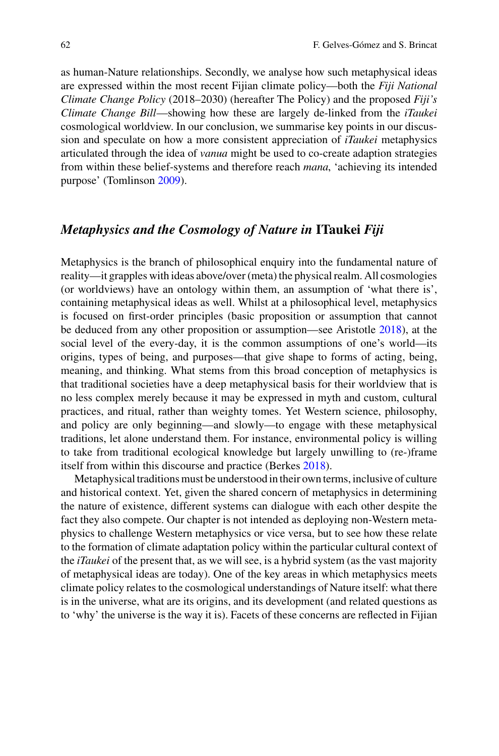as human-Nature relationships. Secondly, we analyse how such metaphysical ideas are expressed within the most recent Fijian climate policy—both the *Fiji National Climate Change Policy* (2018–2030) (hereafter The Policy) and the proposed *Fiji's Climate Change Bill*—showing how these are largely de-linked from the *iTaukei* cosmological worldview. In our conclusion, we summarise key points in our discussion and speculate on how a more consistent appreciation of *iTaukei* metaphysics articulated through the idea of *vanua* might be used to co-create adaption strategies from within these belief-systems and therefore reach *mana*, 'achieving its intended purpose' (Tomlinson 2009).

## *Metaphysics and the Cosmology of Nature in* ITaukei *Fiji*

Metaphysics is the branch of philosophical enquiry into the fundamental nature of reality—it grapples with ideas above/over (meta) the physical realm. All cosmologies (or worldviews) have an ontology within them, an assumption of 'what there is', containing metaphysical ideas as well. Whilst at a philosophical level, metaphysics is focused on first-order principles (basic proposition or assumption that cannot be deduced from any other proposition or assumption—see Aristotle 2018), at the social level of the every-day, it is the common assumptions of one's world—its origins, types of being, and purposes—that give shape to forms of acting, being, meaning, and thinking. What stems from this broad conception of metaphysics is that traditional societies have a deep metaphysical basis for their worldview that is no less complex merely because it may be expressed in myth and custom, cultural practices, and ritual, rather than weighty tomes. Yet Western science, philosophy, and policy are only beginning—and slowly—to engage with these metaphysical traditions, let alone understand them. For instance, environmental policy is willing to take from traditional ecological knowledge but largely unwilling to (re-)frame itself from within this discourse and practice (Berkes 2018).

Metaphysical traditions must be understood in their own terms, inclusive of culture and historical context. Yet, given the shared concern of metaphysics in determining the nature of existence, different systems can dialogue with each other despite the fact they also compete. Our chapter is not intended as deploying non-Western metaphysics to challenge Western metaphysics or vice versa, but to see how these relate to the formation of climate adaptation policy within the particular cultural context of the *iTaukei* of the present that, as we will see, is a hybrid system (as the vast majority of metaphysical ideas are today). One of the key areas in which metaphysics meets climate policy relates to the cosmological understandings of Nature itself: what there is in the universe, what are its origins, and its development (and related questions as to 'why' the universe is the way it is). Facets of these concerns are reflected in Fijian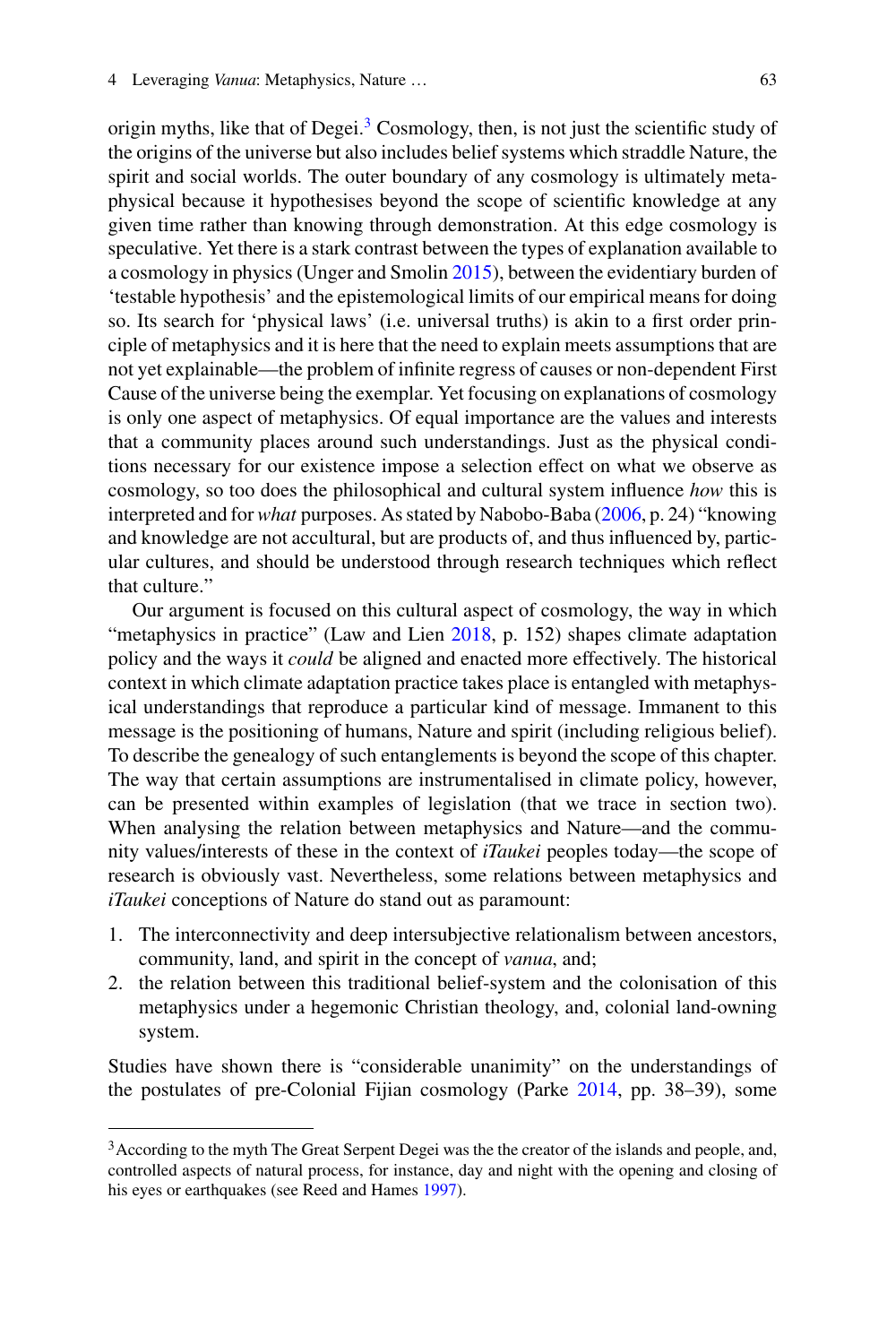origin myths, like that of Degei.[3] Cosmology, then, is not just the scientific study of the origins of the universe but also includes belief systems which straddle Nature, the spirit and social worlds. The outer boundary of any cosmology is ultimately metaphysical because it hypothesises beyond the scope of scientific knowledge at any given time rather than knowing through demonstration. At this edge cosmology is speculative. Yet there is a stark contrast between the types of explanation available to a cosmology in physics (Unger and Smolin 2015), between the evidentiary burden of 'testable hypothesis' and the epistemological limits of our empirical means for doing so. Its search for 'physical laws' (i.e. universal truths) is akin to a first order principle of metaphysics and it is here that the need to explain meets assumptions that are not yet explainable—the problem of infinite regress of causes or non-dependent First Cause of the universe being the exemplar. Yet focusing on explanations of cosmology is only one aspect of metaphysics. Of equal importance are the values and interests that a community places around such understandings. Just as the physical conditions necessary for our existence impose a selection effect on what we observe as cosmology, so too does the philosophical and cultural system influence *how* this is interpreted and for *what* purposes. As stated by Nabobo-Baba (2006, p. 24) "knowing and knowledge are not accultural, but are products of, and thus influenced by, particular cultures, and should be understood through research techniques which reflect that culture."

Our argument is focused on this cultural aspect of cosmology, the way in which "metaphysics in practice" (Law and Lien 2018, p. 152) shapes climate adaptation policy and the ways it *could* be aligned and enacted more effectively. The historical context in which climate adaptation practice takes place is entangled with metaphysical understandings that reproduce a particular kind of message. Immanent to this message is the positioning of humans, Nature and spirit (including religious belief). To describe the genealogy of such entanglements is beyond the scope of this chapter. The way that certain assumptions are instrumentalised in climate policy, however, can be presented within examples of legislation (that we trace in section two). When analysing the relation between metaphysics and Nature—and the community values/interests of these in the context of *iTaukei* peoples today—the scope of research is obviously vast. Nevertheless, some relations between metaphysics and *iTaukei* conceptions of Nature do stand out as paramount:

1. The interconnectivity and deep intersubjective relationalism between ancestors, community, land, and spirit in the concept of *vanua*, and;
2. the relation between this traditional belief-system and the colonisation of this metaphysics under a hegemonic Christian theology, and, colonial land-owning system.

Studies have shown there is "considerable unanimity" on the understandings of the postulates of pre-Colonial Fijian cosmology (Parke 2014, pp. 38–39), some

[3] According to the myth The Great Serpent Degei was the the creator of the islands and people, and, controlled aspects of natural process, for instance, day and night with the opening and closing of his eyes or earthquakes (see Reed and Hames 1997).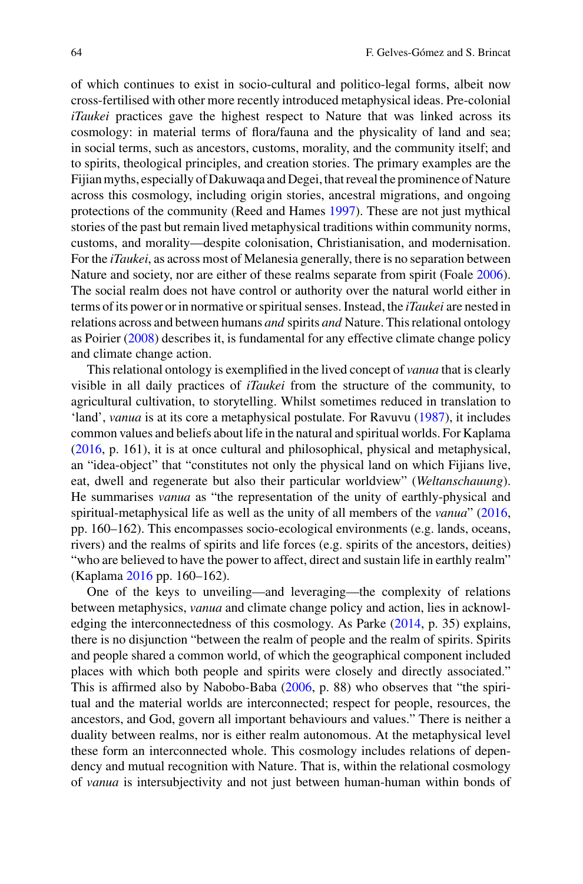of which continues to exist in socio-cultural and politico-legal forms, albeit now cross-fertilised with other more recently introduced metaphysical ideas. Pre-colonial *iTaukei* practices gave the highest respect to Nature that was linked across its cosmology: in material terms of flora/fauna and the physicality of land and sea; in social terms, such as ancestors, customs, morality, and the community itself; and to spirits, theological principles, and creation stories. The primary examples are the Fijian myths, especially of Dakuwaqa and Degei, that reveal the prominence of Nature across this cosmology, including origin stories, ancestral migrations, and ongoing protections of the community (Reed and Hames 1997). These are not just mythical stories of the past but remain lived metaphysical traditions within community norms, customs, and morality—despite colonisation, Christianisation, and modernisation. For the *iTaukei*, as across most of Melanesia generally, there is no separation between Nature and society, nor are either of these realms separate from spirit (Foale 2006). The social realm does not have control or authority over the natural world either in terms of its power or in normative or spiritual senses. Instead, the *iTaukei* are nested in relations across and between humans *and* spirits *and* Nature. This relational ontology as Poirier (2008) describes it, is fundamental for any effective climate change policy and climate change action.

This relational ontology is exemplified in the lived concept of *vanua* that is clearly visible in all daily practices of *iTaukei* from the structure of the community, to agricultural cultivation, to storytelling. Whilst sometimes reduced in translation to 'land', *vanua* is at its core a metaphysical postulate. For Ravuvu (1987), it includes common values and beliefs about life in the natural and spiritual worlds. For Kaplama (2016, p. 161), it is at once cultural and philosophical, physical and metaphysical, an "idea-object" that "constitutes not only the physical land on which Fijians live, eat, dwell and regenerate but also their particular worldview" (*Weltanschauung*). He summarises *vanua* as "the representation of the unity of earthly-physical and spiritual-metaphysical life as well as the unity of all members of the *vanua*" (2016, pp. 160–162). This encompasses socio-ecological environments (e.g. lands, oceans, rivers) and the realms of spirits and life forces (e.g. spirits of the ancestors, deities) "who are believed to have the power to affect, direct and sustain life in earthly realm" (Kaplama 2016 pp. 160–162).

One of the keys to unveiling—and leveraging—the complexity of relations between metaphysics, *vanua* and climate change policy and action, lies in acknowledging the interconnectedness of this cosmology. As Parke (2014, p. 35) explains, there is no disjunction "between the realm of people and the realm of spirits. Spirits and people shared a common world, of which the geographical component included places with which both people and spirits were closely and directly associated." This is affirmed also by Nabobo-Baba (2006, p. 88) who observes that "the spiritual and the material worlds are interconnected; respect for people, resources, the ancestors, and God, govern all important behaviours and values." There is neither a duality between realms, nor is either realm autonomous. At the metaphysical level these form an interconnected whole. This cosmology includes relations of dependency and mutual recognition with Nature. That is, within the relational cosmology of *vanua* is intersubjectivity and not just between human-human within bonds of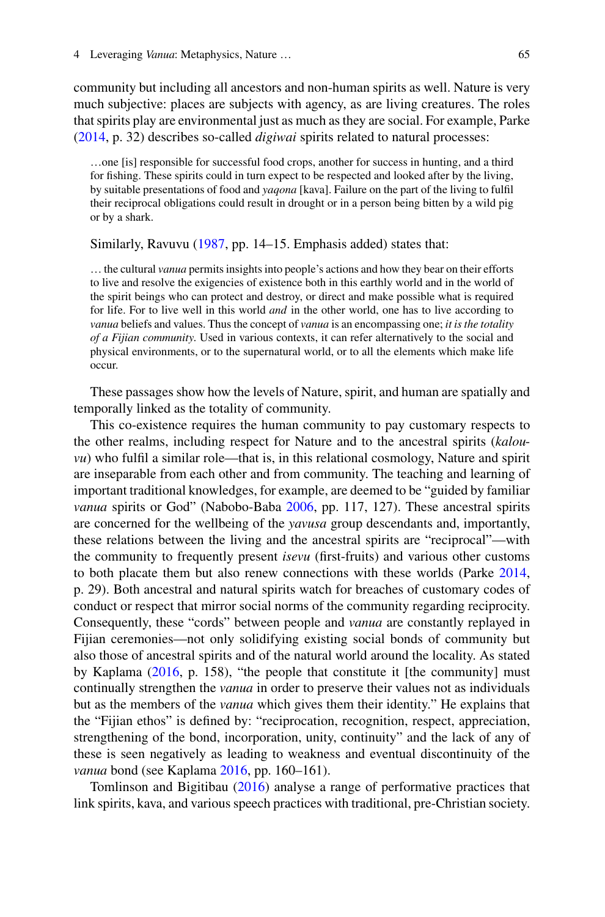community but including all ancestors and non-human spirits as well. Nature is very much subjective: places are subjects with agency, as are living creatures. The roles that spirits play are environmental just as much as they are social. For example, Parke (2014, p. 32) describes so-called *digiwai* spirits related to natural processes:

> …one [is] responsible for successful food crops, another for success in hunting, and a third for fishing. These spirits could in turn expect to be respected and looked after by the living, by suitable presentations of food and *yaqona* [kava]. Failure on the part of the living to fulfil their reciprocal obligations could result in drought or in a person being bitten by a wild pig or by a shark.

Similarly, Ravuvu (1987, pp. 14–15. Emphasis added) states that:

> … the cultural *vanua* permits insights into people's actions and how they bear on their efforts to live and resolve the exigencies of existence both in this earthly world and in the world of the spirit beings who can protect and destroy, or direct and make possible what is required for life. For to live well in this world *and* in the other world, one has to live according to *vanua* beliefs and values. Thus the concept of *vanua* is an encompassing one; *it is the totality of a Fijian community*. Used in various contexts, it can refer alternatively to the social and physical environments, or to the supernatural world, or to all the elements which make life occur.

These passages show how the levels of Nature, spirit, and human are spatially and temporally linked as the totality of community.

This co-existence requires the human community to pay customary respects to the other realms, including respect for Nature and to the ancestral spirits (*kalou-vu*) who fulfil a similar role—that is, in this relational cosmology, Nature and spirit are inseparable from each other and from community. The teaching and learning of important traditional knowledges, for example, are deemed to be "guided by familiar *vanua* spirits or God" (Nabobo-Baba 2006, pp. 117, 127). These ancestral spirits are concerned for the wellbeing of the *yavusa* group descendants and, importantly, these relations between the living and the ancestral spirits are "reciprocal"—with the community to frequently present *isevu* (first-fruits) and various other customs to both placate them but also renew connections with these worlds (Parke 2014, p. 29). Both ancestral and natural spirits watch for breaches of customary codes of conduct or respect that mirror social norms of the community regarding reciprocity. Consequently, these "cords" between people and *vanua* are constantly replayed in Fijian ceremonies—not only solidifying existing social bonds of community but also those of ancestral spirits and of the natural world around the locality. As stated by Kaplama (2016, p. 158), "the people that constitute it [the community] must continually strengthen the *vanua* in order to preserve their values not as individuals but as the members of the *vanua* which gives them their identity." He explains that the "Fijian ethos" is defined by: "reciprocation, recognition, respect, appreciation, strengthening of the bond, incorporation, unity, continuity" and the lack of any of these is seen negatively as leading to weakness and eventual discontinuity of the *vanua* bond (see Kaplama 2016, pp. 160–161).

Tomlinson and Bigitibau (2016) analyse a range of performative practices that link spirits, kava, and various speech practices with traditional, pre-Christian society.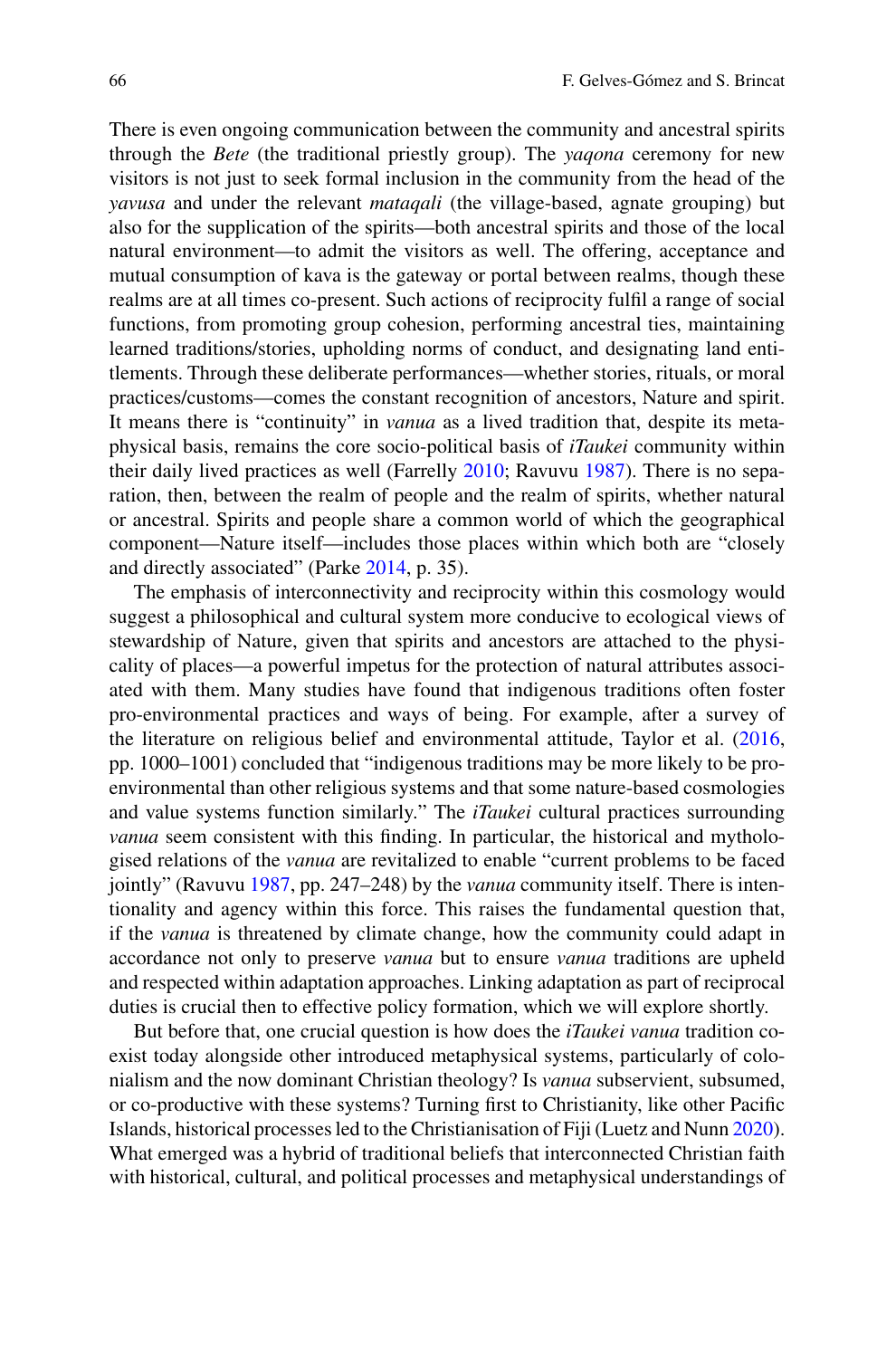There is even ongoing communication between the community and ancestral spirits through the *Bete* (the traditional priestly group). The *yaqona* ceremony for new visitors is not just to seek formal inclusion in the community from the head of the *yavusa* and under the relevant *mataqali* (the village-based, agnate grouping) but also for the supplication of the spirits—both ancestral spirits and those of the local natural environment—to admit the visitors as well. The offering, acceptance and mutual consumption of kava is the gateway or portal between realms, though these realms are at all times co-present. Such actions of reciprocity fulfil a range of social functions, from promoting group cohesion, performing ancestral ties, maintaining learned traditions/stories, upholding norms of conduct, and designating land entitlements. Through these deliberate performances—whether stories, rituals, or moral practices/customs—comes the constant recognition of ancestors, Nature and spirit. It means there is "continuity" in *vanua* as a lived tradition that, despite its metaphysical basis, remains the core socio-political basis of *iTaukei* community within their daily lived practices as well (Farrelly 2010; Ravuvu 1987). There is no separation, then, between the realm of people and the realm of spirits, whether natural or ancestral. Spirits and people share a common world of which the geographical component—Nature itself—includes those places within which both are "closely and directly associated" (Parke 2014, p. 35).

The emphasis of interconnectivity and reciprocity within this cosmology would suggest a philosophical and cultural system more conducive to ecological views of stewardship of Nature, given that spirits and ancestors are attached to the physicality of places—a powerful impetus for the protection of natural attributes associated with them. Many studies have found that indigenous traditions often foster pro-environmental practices and ways of being. For example, after a survey of the literature on religious belief and environmental attitude, Taylor et al. (2016, pp. 1000–1001) concluded that "indigenous traditions may be more likely to be pro-environmental than other religious systems and that some nature-based cosmologies and value systems function similarly." The *iTaukei* cultural practices surrounding *vanua* seem consistent with this finding. In particular, the historical and mythologised relations of the *vanua* are revitalized to enable "current problems to be faced jointly" (Ravuvu 1987, pp. 247–248) by the *vanua* community itself. There is intentionality and agency within this force. This raises the fundamental question that, if the *vanua* is threatened by climate change, how the community could adapt in accordance not only to preserve *vanua* but to ensure *vanua* traditions are upheld and respected within adaptation approaches. Linking adaptation as part of reciprocal duties is crucial then to effective policy formation, which we will explore shortly.

But before that, one crucial question is how does the *iTaukei vanua* tradition co-exist today alongside other introduced metaphysical systems, particularly of colonialism and the now dominant Christian theology? Is *vanua* subservient, subsumed, or co-productive with these systems? Turning first to Christianity, like other Pacific Islands, historical processes led to the Christianisation of Fiji (Luetz and Nunn 2020). What emerged was a hybrid of traditional beliefs that interconnected Christian faith with historical, cultural, and political processes and metaphysical understandings of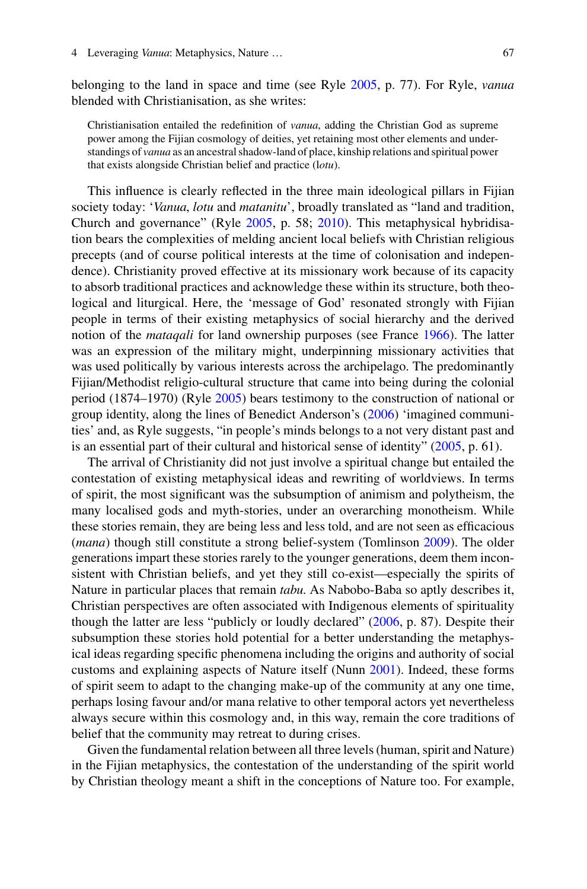belonging to the land in space and time (see Ryle 2005, p. 77). For Ryle, *vanua* blended with Christianisation, as she writes:

> Christianisation entailed the redefinition of *vanua*, adding the Christian God as supreme power among the Fijian cosmology of deities, yet retaining most other elements and understandings of *vanua* as an ancestral shadow-land of place, kinship relations and spiritual power that exists alongside Christian belief and practice (*lotu*).

This influence is clearly reflected in the three main ideological pillars in Fijian society today: '*Vanua*, *lotu* and *matanitu*', broadly translated as "land and tradition, Church and governance" (Ryle 2005, p. 58; 2010). This metaphysical hybridisation bears the complexities of melding ancient local beliefs with Christian religious precepts (and of course political interests at the time of colonisation and independence). Christianity proved effective at its missionary work because of its capacity to absorb traditional practices and acknowledge these within its structure, both theological and liturgical. Here, the 'message of God' resonated strongly with Fijian people in terms of their existing metaphysics of social hierarchy and the derived notion of the *mataqali* for land ownership purposes (see France 1966). The latter was an expression of the military might, underpinning missionary activities that was used politically by various interests across the archipelago. The predominantly Fijian/Methodist religio-cultural structure that came into being during the colonial period (1874–1970) (Ryle 2005) bears testimony to the construction of national or group identity, along the lines of Benedict Anderson's (2006) 'imagined communities' and, as Ryle suggests, "in people's minds belongs to a not very distant past and is an essential part of their cultural and historical sense of identity" (2005, p. 61).

The arrival of Christianity did not just involve a spiritual change but entailed the contestation of existing metaphysical ideas and rewriting of worldviews. In terms of spirit, the most significant was the subsumption of animism and polytheism, the many localised gods and myth-stories, under an overarching monotheism. While these stories remain, they are being less and less told, and are not seen as efficacious (*mana*) though still constitute a strong belief-system (Tomlinson 2009). The older generations impart these stories rarely to the younger generations, deem them inconsistent with Christian beliefs, and yet they still co-exist—especially the spirits of Nature in particular places that remain *tabu*. As Nabobo-Baba so aptly describes it, Christian perspectives are often associated with Indigenous elements of spirituality though the latter are less "publicly or loudly declared" (2006, p. 87). Despite their subsumption these stories hold potential for a better understanding the metaphysical ideas regarding specific phenomena including the origins and authority of social customs and explaining aspects of Nature itself (Nunn 2001). Indeed, these forms of spirit seem to adapt to the changing make-up of the community at any one time, perhaps losing favour and/or mana relative to other temporal actors yet nevertheless always secure within this cosmology and, in this way, remain the core traditions of belief that the community may retreat to during crises.

Given the fundamental relation between all three levels (human, spirit and Nature) in the Fijian metaphysics, the contestation of the understanding of the spirit world by Christian theology meant a shift in the conceptions of Nature too. For example,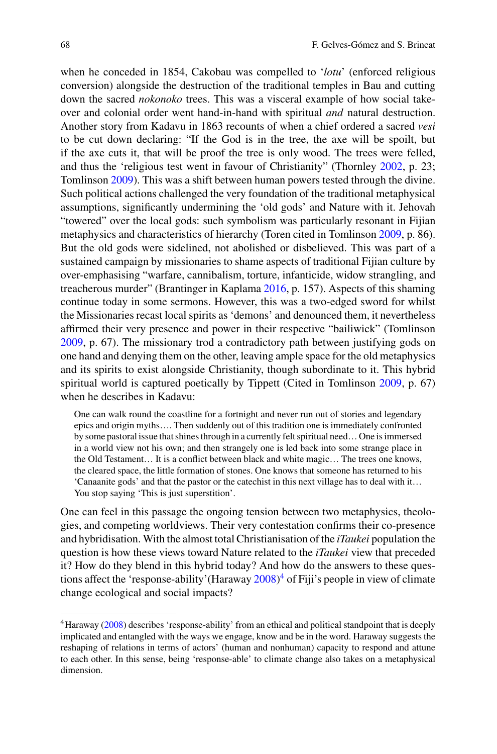when he conceded in 1854, Cakobau was compelled to '*lotu*' (enforced religious conversion) alongside the destruction of the traditional temples in Bau and cutting down the sacred *nokonoko* trees. This was a visceral example of how social takeover and colonial order went hand-in-hand with spiritual *and* natural destruction. Another story from Kadavu in 1863 recounts of when a chief ordered a sacred *vesi* to be cut down declaring: "If the God is in the tree, the axe will be spoilt, but if the axe cuts it, that will be proof the tree is only wood. The trees were felled, and thus the 'religious test went in favour of Christianity" (Thornley 2002, p. 23; Tomlinson 2009). This was a shift between human powers tested through the divine. Such political actions challenged the very foundation of the traditional metaphysical assumptions, significantly undermining the 'old gods' and Nature with it. Jehovah "towered" over the local gods: such symbolism was particularly resonant in Fijian metaphysics and characteristics of hierarchy (Toren cited in Tomlinson 2009, p. 86). But the old gods were sidelined, not abolished or disbelieved. This was part of a sustained campaign by missionaries to shame aspects of traditional Fijian culture by over-emphasising "warfare, cannibalism, torture, infanticide, widow strangling, and treacherous murder" (Brantinger in Kaplama 2016, p. 157). Aspects of this shaming continue today in some sermons. However, this was a two-edged sword for whilst the Missionaries recast local spirits as 'demons' and denounced them, it nevertheless affirmed their very presence and power in their respective "bailiwick" (Tomlinson 2009, p. 67). The missionary trod a contradictory path between justifying gods on one hand and denying them on the other, leaving ample space for the old metaphysics and its spirits to exist alongside Christianity, though subordinate to it. This hybrid spiritual world is captured poetically by Tippett (Cited in Tomlinson 2009, p. 67) when he describes in Kadavu:

> One can walk round the coastline for a fortnight and never run out of stories and legendary epics and origin myths…. Then suddenly out of this tradition one is immediately confronted by some pastoral issue that shines through in a currently felt spiritual need… One is immersed in a world view not his own; and then strangely one is led back into some strange place in the Old Testament… It is a conflict between black and white magic… The trees one knows, the cleared space, the little formation of stones. One knows that someone has returned to his 'Canaanite gods' and that the pastor or the catechist in this next village has to deal with it… You stop saying 'This is just superstition'.

One can feel in this passage the ongoing tension between two metaphysics, theologies, and competing worldviews. Their very contestation confirms their co-presence and hybridisation. With the almost total Christianisation of the *iTaukei* population the question is how these views toward Nature related to the *iTaukei* view that preceded it? How do they blend in this hybrid today? And how do the answers to these questions affect the 'response-ability'(Haraway 2008)[4] of Fiji's people in view of climate change ecological and social impacts?

---

[4]Haraway (2008) describes 'response-ability' from an ethical and political standpoint that is deeply implicated and entangled with the ways we engage, know and be in the word. Haraway suggests the reshaping of relations in terms of actors' (human and nonhuman) capacity to respond and attune to each other. In this sense, being 'response-able' to climate change also takes on a metaphysical dimension.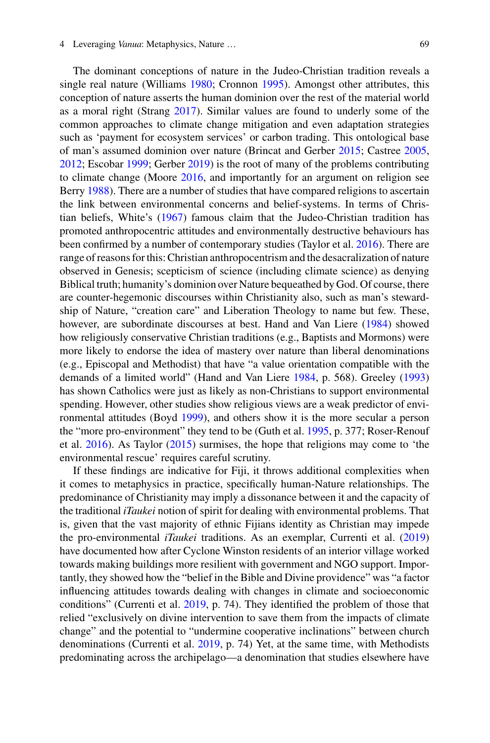The dominant conceptions of nature in the Judeo-Christian tradition reveals a single real nature (Williams 1980; Cronnon 1995). Amongst other attributes, this conception of nature asserts the human dominion over the rest of the material world as a moral right (Strang 2017). Similar values are found to underly some of the common approaches to climate change mitigation and even adaptation strategies such as 'payment for ecosystem services' or carbon trading. This ontological base of man's assumed dominion over nature (Brincat and Gerber 2015; Castree 2005, 2012; Escobar 1999; Gerber 2019) is the root of many of the problems contributing to climate change (Moore 2016, and importantly for an argument on religion see Berry 1988). There are a number of studies that have compared religions to ascertain the link between environmental concerns and belief-systems. In terms of Christian beliefs, White's (1967) famous claim that the Judeo-Christian tradition has promoted anthropocentric attitudes and environmentally destructive behaviours has been confirmed by a number of contemporary studies (Taylor et al. 2016). There are range of reasons for this: Christian anthropocentrism and the desacralization of nature observed in Genesis; scepticism of science (including climate science) as denying Biblical truth; humanity's dominion over Nature bequeathed by God. Of course, there are counter-hegemonic discourses within Christianity also, such as man's stewardship of Nature, "creation care" and Liberation Theology to name but few. These, however, are subordinate discourses at best. Hand and Van Liere (1984) showed how religiously conservative Christian traditions (e.g., Baptists and Mormons) were more likely to endorse the idea of mastery over nature than liberal denominations (e.g., Episcopal and Methodist) that have "a value orientation compatible with the demands of a limited world" (Hand and Van Liere 1984, p. 568). Greeley (1993) has shown Catholics were just as likely as non-Christians to support environmental spending. However, other studies show religious views are a weak predictor of environmental attitudes (Boyd 1999), and others show it is the more secular a person the "more pro-environment" they tend to be (Guth et al. 1995, p. 377; Roser-Renouf et al. 2016). As Taylor (2015) surmises, the hope that religions may come to 'the environmental rescue' requires careful scrutiny.

If these findings are indicative for Fiji, it throws additional complexities when it comes to metaphysics in practice, specifically human-Nature relationships. The predominance of Christianity may imply a dissonance between it and the capacity of the traditional *iTaukei* notion of spirit for dealing with environmental problems. That is, given that the vast majority of ethnic Fijians identity as Christian may impede the pro-environmental *iTaukei* traditions. As an exemplar, Currenti et al. (2019) have documented how after Cyclone Winston residents of an interior village worked towards making buildings more resilient with government and NGO support. Importantly, they showed how the "belief in the Bible and Divine providence" was "a factor influencing attitudes towards dealing with changes in climate and socioeconomic conditions" (Currenti et al. 2019, p. 74). They identified the problem of those that relied "exclusively on divine intervention to save them from the impacts of climate change" and the potential to "undermine cooperative inclinations" between church denominations (Currenti et al. 2019, p. 74) Yet, at the same time, with Methodists predominating across the archipelago—a denomination that studies elsewhere have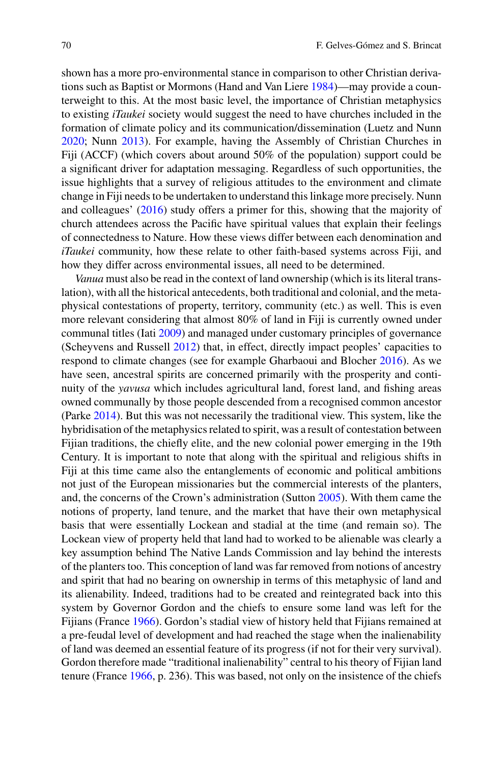shown has a more pro-environmental stance in comparison to other Christian derivations such as Baptist or Mormons (Hand and Van Liere 1984)—may provide a counterweight to this. At the most basic level, the importance of Christian metaphysics to existing *iTaukei* society would suggest the need to have churches included in the formation of climate policy and its communication/dissemination (Luetz and Nunn 2020; Nunn 2013). For example, having the Assembly of Christian Churches in Fiji (ACCF) (which covers about around 50% of the population) support could be a significant driver for adaptation messaging. Regardless of such opportunities, the issue highlights that a survey of religious attitudes to the environment and climate change in Fiji needs to be undertaken to understand this linkage more precisely. Nunn and colleagues' (2016) study offers a primer for this, showing that the majority of church attendees across the Pacific have spiritual values that explain their feelings of connectedness to Nature. How these views differ between each denomination and *iTaukei* community, how these relate to other faith-based systems across Fiji, and how they differ across environmental issues, all need to be determined.

*Vanua* must also be read in the context of land ownership (which is its literal translation), with all the historical antecedents, both traditional and colonial, and the metaphysical contestations of property, territory, community (etc.) as well. This is even more relevant considering that almost 80% of land in Fiji is currently owned under communal titles (Iati 2009) and managed under customary principles of governance (Scheyvens and Russell 2012) that, in effect, directly impact peoples' capacities to respond to climate changes (see for example Gharbaoui and Blocher 2016). As we have seen, ancestral spirits are concerned primarily with the prosperity and continuity of the *yavusa* which includes agricultural land, forest land, and fishing areas owned communally by those people descended from a recognised common ancestor (Parke 2014). But this was not necessarily the traditional view. This system, like the hybridisation of the metaphysics related to spirit, was a result of contestation between Fijian traditions, the chiefly elite, and the new colonial power emerging in the 19th Century. It is important to note that along with the spiritual and religious shifts in Fiji at this time came also the entanglements of economic and political ambitions not just of the European missionaries but the commercial interests of the planters, and, the concerns of the Crown's administration (Sutton 2005). With them came the notions of property, land tenure, and the market that have their own metaphysical basis that were essentially Lockean and stadial at the time (and remain so). The Lockean view of property held that land had to worked to be alienable was clearly a key assumption behind The Native Lands Commission and lay behind the interests of the planters too. This conception of land was far removed from notions of ancestry and spirit that had no bearing on ownership in terms of this metaphysic of land and its alienability. Indeed, traditions had to be created and reintegrated back into this system by Governor Gordon and the chiefs to ensure some land was left for the Fijians (France 1966). Gordon's stadial view of history held that Fijians remained at a pre-feudal level of development and had reached the stage when the inalienability of land was deemed an essential feature of its progress (if not for their very survival). Gordon therefore made "traditional inalienability" central to his theory of Fijian land tenure (France 1966, p. 236). This was based, not only on the insistence of the chiefs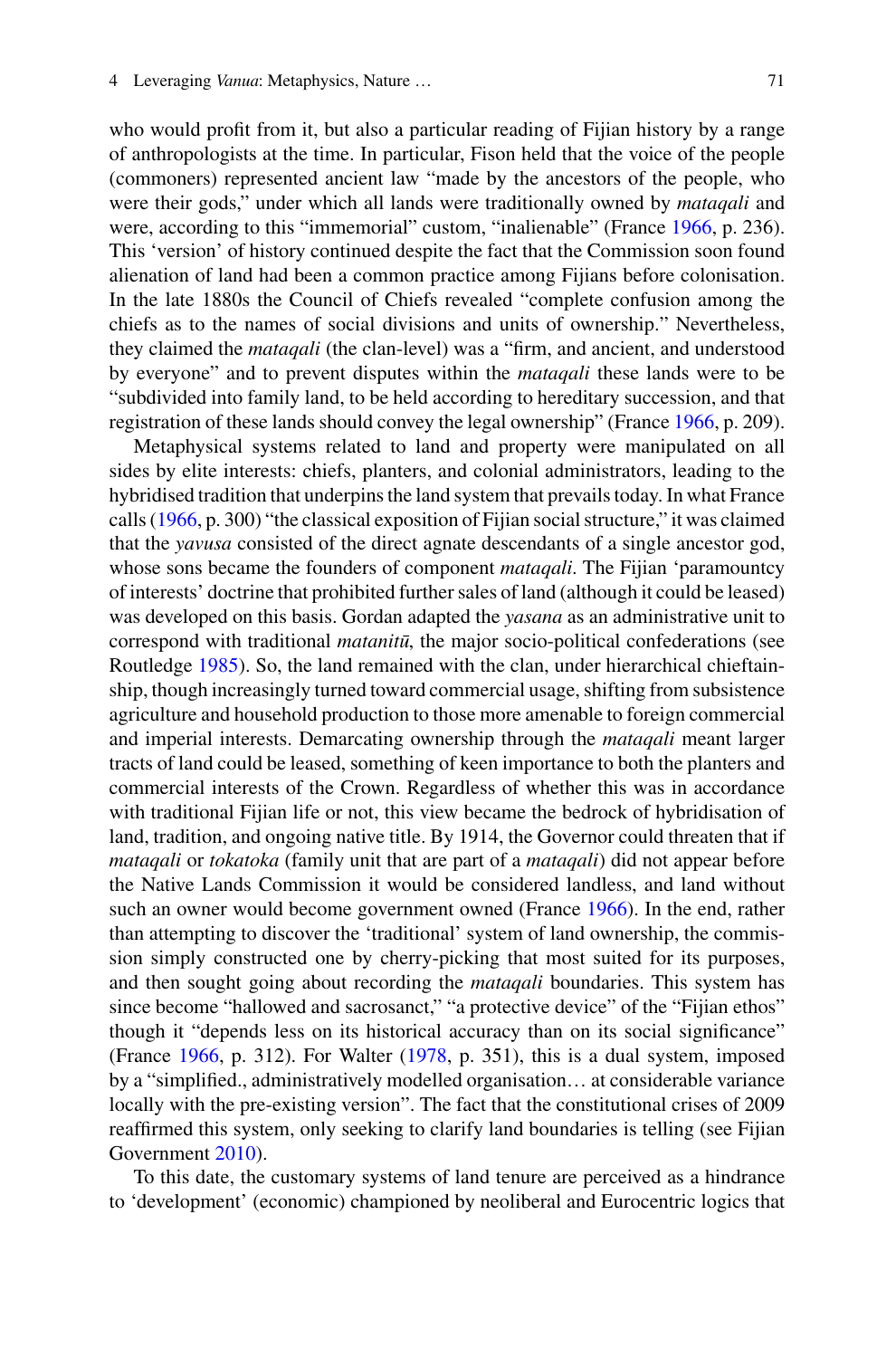who would profit from it, but also a particular reading of Fijian history by a range of anthropologists at the time. In particular, Fison held that the voice of the people (commoners) represented ancient law "made by the ancestors of the people, who were their gods," under which all lands were traditionally owned by *mataqali* and were, according to this "immemorial" custom, "inalienable" (France 1966, p. 236). This 'version' of history continued despite the fact that the Commission soon found alienation of land had been a common practice among Fijians before colonisation. In the late 1880s the Council of Chiefs revealed "complete confusion among the chiefs as to the names of social divisions and units of ownership." Nevertheless, they claimed the *mataqali* (the clan-level) was a "firm, and ancient, and understood by everyone" and to prevent disputes within the *mataqali* these lands were to be "subdivided into family land, to be held according to hereditary succession, and that registration of these lands should convey the legal ownership" (France 1966, p. 209).

Metaphysical systems related to land and property were manipulated on all sides by elite interests: chiefs, planters, and colonial administrators, leading to the hybridised tradition that underpins the land system that prevails today. In what France calls (1966, p. 300) "the classical exposition of Fijian social structure," it was claimed that the *yavusa* consisted of the direct agnate descendants of a single ancestor god, whose sons became the founders of component *mataqali*. The Fijian 'paramountcy of interests' doctrine that prohibited further sales of land (although it could be leased) was developed on this basis. Gordan adapted the *yasana* as an administrative unit to correspond with traditional *matanitū*, the major socio-political confederations (see Routledge 1985). So, the land remained with the clan, under hierarchical chieftainship, though increasingly turned toward commercial usage, shifting from subsistence agriculture and household production to those more amenable to foreign commercial and imperial interests. Demarcating ownership through the *mataqali* meant larger tracts of land could be leased, something of keen importance to both the planters and commercial interests of the Crown. Regardless of whether this was in accordance with traditional Fijian life or not, this view became the bedrock of hybridisation of land, tradition, and ongoing native title. By 1914, the Governor could threaten that if *mataqali* or *tokatoka* (family unit that are part of a *mataqali*) did not appear before the Native Lands Commission it would be considered landless, and land without such an owner would become government owned (France 1966). In the end, rather than attempting to discover the 'traditional' system of land ownership, the commission simply constructed one by cherry-picking that most suited for its purposes, and then sought going about recording the *mataqali* boundaries. This system has since become "hallowed and sacrosanct," "a protective device" of the "Fijian ethos" though it "depends less on its historical accuracy than on its social significance" (France 1966, p. 312). For Walter (1978, p. 351), this is a dual system, imposed by a "simplified., administratively modelled organisation… at considerable variance locally with the pre-existing version". The fact that the constitutional crises of 2009 reaffirmed this system, only seeking to clarify land boundaries is telling (see Fijian Government 2010).

To this date, the customary systems of land tenure are perceived as a hindrance to 'development' (economic) championed by neoliberal and Eurocentric logics that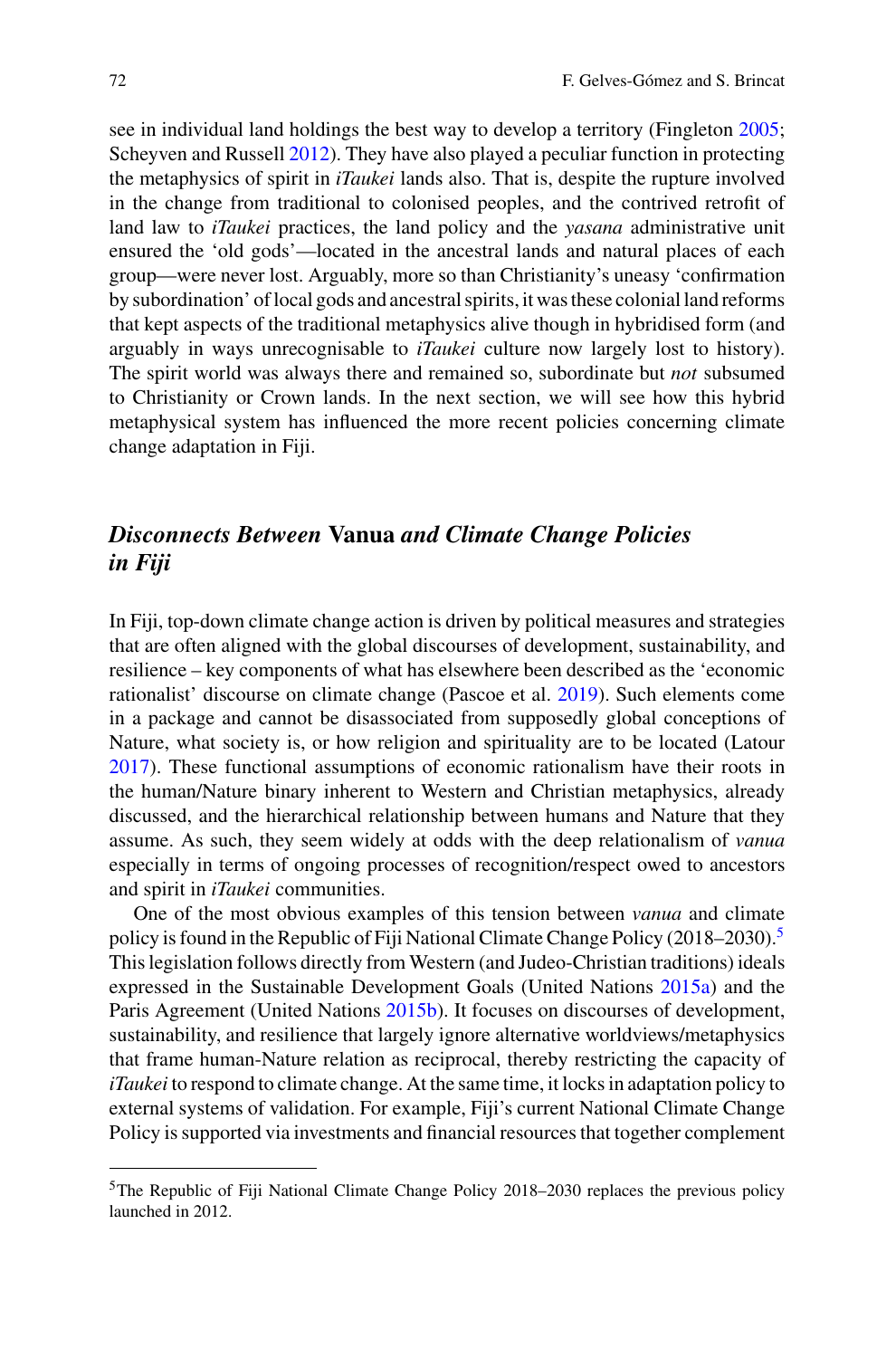see in individual land holdings the best way to develop a territory (Fingleton 2005; Scheyven and Russell 2012). They have also played a peculiar function in protecting the metaphysics of spirit in *iTaukei* lands also. That is, despite the rupture involved in the change from traditional to colonised peoples, and the contrived retrofit of land law to *iTaukei* practices, the land policy and the *yasana* administrative unit ensured the 'old gods'—located in the ancestral lands and natural places of each group—were never lost. Arguably, more so than Christianity's uneasy 'confirmation by subordination' of local gods and ancestral spirits, it was these colonial land reforms that kept aspects of the traditional metaphysics alive though in hybridised form (and arguably in ways unrecognisable to *iTaukei* culture now largely lost to history). The spirit world was always there and remained so, subordinate but *not* subsumed to Christianity or Crown lands. In the next section, we will see how this hybrid metaphysical system has influenced the more recent policies concerning climate change adaptation in Fiji.

## *Disconnects Between* **Vanua** *and Climate Change Policies in Fiji*

In Fiji, top-down climate change action is driven by political measures and strategies that are often aligned with the global discourses of development, sustainability, and resilience – key components of what has elsewhere been described as the 'economic rationalist' discourse on climate change (Pascoe et al. 2019). Such elements come in a package and cannot be disassociated from supposedly global conceptions of Nature, what society is, or how religion and spirituality are to be located (Latour 2017). These functional assumptions of economic rationalism have their roots in the human/Nature binary inherent to Western and Christian metaphysics, already discussed, and the hierarchical relationship between humans and Nature that they assume. As such, they seem widely at odds with the deep relationalism of *vanua* especially in terms of ongoing processes of recognition/respect owed to ancestors and spirit in *iTaukei* communities.

One of the most obvious examples of this tension between *vanua* and climate policy is found in the Republic of Fiji National Climate Change Policy (2018–2030).[5] This legislation follows directly from Western (and Judeo-Christian traditions) ideals expressed in the Sustainable Development Goals (United Nations 2015a) and the Paris Agreement (United Nations 2015b). It focuses on discourses of development, sustainability, and resilience that largely ignore alternative worldviews/metaphysics that frame human-Nature relation as reciprocal, thereby restricting the capacity of *iTaukei* to respond to climate change. At the same time, it locks in adaptation policy to external systems of validation. For example, Fiji's current National Climate Change Policy is supported via investments and financial resources that together complement

[5]The Republic of Fiji National Climate Change Policy 2018–2030 replaces the previous policy launched in 2012.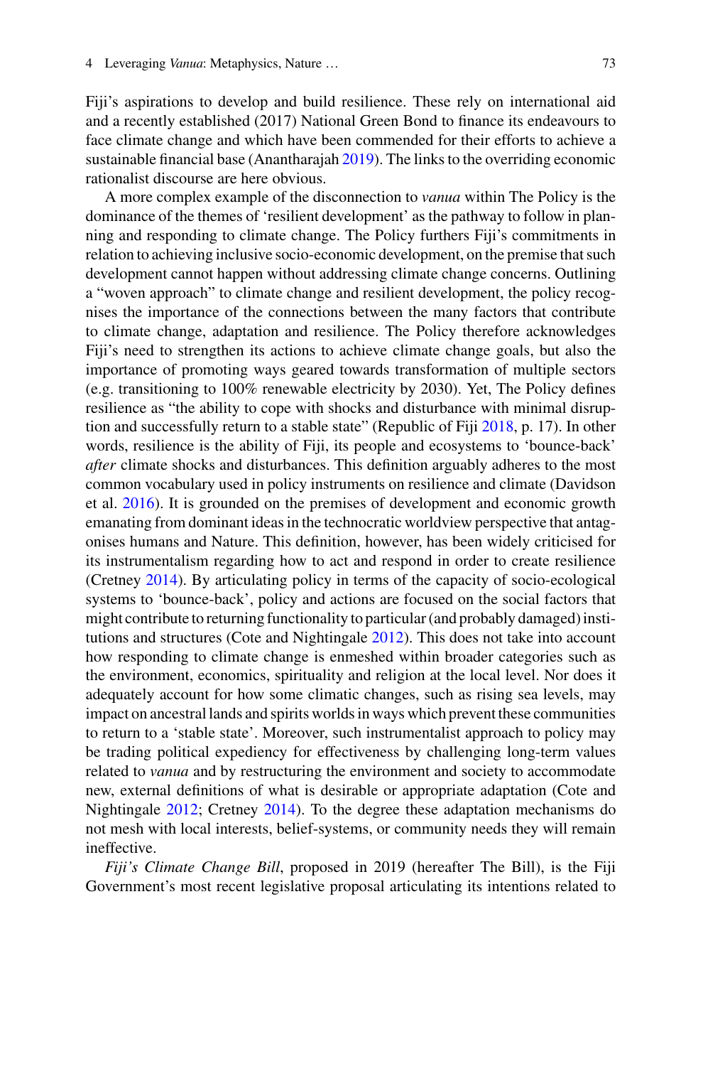Fiji's aspirations to develop and build resilience. These rely on international aid and a recently established (2017) National Green Bond to finance its endeavours to face climate change and which have been commended for their efforts to achieve a sustainable financial base (Anantharajah 2019). The links to the overriding economic rationalist discourse are here obvious.

A more complex example of the disconnection to *vanua* within The Policy is the dominance of the themes of 'resilient development' as the pathway to follow in planning and responding to climate change. The Policy furthers Fiji's commitments in relation to achieving inclusive socio-economic development, on the premise that such development cannot happen without addressing climate change concerns. Outlining a "woven approach" to climate change and resilient development, the policy recognises the importance of the connections between the many factors that contribute to climate change, adaptation and resilience. The Policy therefore acknowledges Fiji's need to strengthen its actions to achieve climate change goals, but also the importance of promoting ways geared towards transformation of multiple sectors (e.g. transitioning to 100% renewable electricity by 2030). Yet, The Policy defines resilience as "the ability to cope with shocks and disturbance with minimal disruption and successfully return to a stable state" (Republic of Fiji 2018, p. 17). In other words, resilience is the ability of Fiji, its people and ecosystems to 'bounce-back' *after* climate shocks and disturbances. This definition arguably adheres to the most common vocabulary used in policy instruments on resilience and climate (Davidson et al. 2016). It is grounded on the premises of development and economic growth emanating from dominant ideas in the technocratic worldview perspective that antagonises humans and Nature. This definition, however, has been widely criticised for its instrumentalism regarding how to act and respond in order to create resilience (Cretney 2014). By articulating policy in terms of the capacity of socio-ecological systems to 'bounce-back', policy and actions are focused on the social factors that might contribute to returning functionality to particular (and probably damaged) institutions and structures (Cote and Nightingale 2012). This does not take into account how responding to climate change is enmeshed within broader categories such as the environment, economics, spirituality and religion at the local level. Nor does it adequately account for how some climatic changes, such as rising sea levels, may impact on ancestral lands and spirits worlds in ways which prevent these communities to return to a 'stable state'. Moreover, such instrumentalist approach to policy may be trading political expediency for effectiveness by challenging long-term values related to *vanua* and by restructuring the environment and society to accommodate new, external definitions of what is desirable or appropriate adaptation (Cote and Nightingale 2012; Cretney 2014). To the degree these adaptation mechanisms do not mesh with local interests, belief-systems, or community needs they will remain ineffective.

*Fiji's Climate Change Bill*, proposed in 2019 (hereafter The Bill), is the Fiji Government's most recent legislative proposal articulating its intentions related to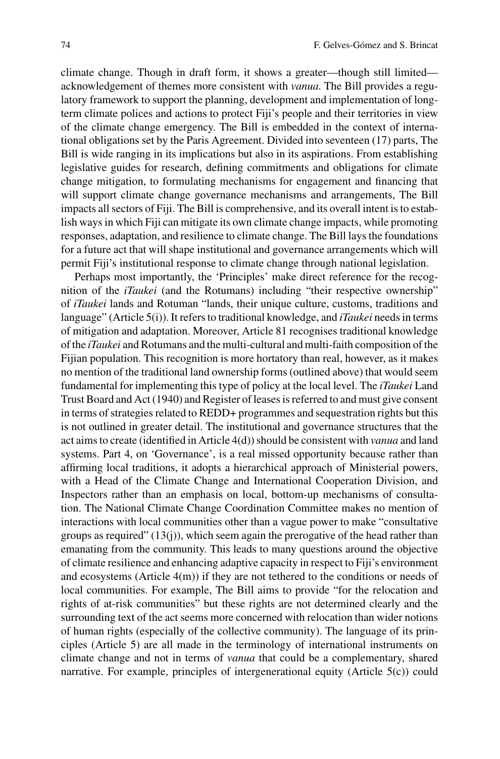climate change. Though in draft form, it shows a greater—though still limited—acknowledgement of themes more consistent with *vanua*. The Bill provides a regulatory framework to support the planning, development and implementation of long-term climate polices and actions to protect Fiji's people and their territories in view of the climate change emergency. The Bill is embedded in the context of international obligations set by the Paris Agreement. Divided into seventeen (17) parts, The Bill is wide ranging in its implications but also in its aspirations. From establishing legislative guides for research, defining commitments and obligations for climate change mitigation, to formulating mechanisms for engagement and financing that will support climate change governance mechanisms and arrangements, The Bill impacts all sectors of Fiji. The Bill is comprehensive, and its overall intent is to establish ways in which Fiji can mitigate its own climate change impacts, while promoting responses, adaptation, and resilience to climate change. The Bill lays the foundations for a future act that will shape institutional and governance arrangements which will permit Fiji's institutional response to climate change through national legislation.

Perhaps most importantly, the 'Principles' make direct reference for the recognition of the *iTaukei* (and the Rotumans) including "their respective ownership" of *iTaukei* lands and Rotuman "lands, their unique culture, customs, traditions and language" (Article 5(i)). It refers to traditional knowledge, and *iTaukei* needs in terms of mitigation and adaptation. Moreover, Article 81 recognises traditional knowledge of the *iTaukei* and Rotumans and the multi-cultural and multi-faith composition of the Fijian population. This recognition is more hortatory than real, however, as it makes no mention of the traditional land ownership forms (outlined above) that would seem fundamental for implementing this type of policy at the local level. The *iTaukei* Land Trust Board and Act (1940) and Register of leases is referred to and must give consent in terms of strategies related to REDD+ programmes and sequestration rights but this is not outlined in greater detail. The institutional and governance structures that the act aims to create (identified in Article 4(d)) should be consistent with *vanua* and land systems. Part 4, on 'Governance', is a real missed opportunity because rather than affirming local traditions, it adopts a hierarchical approach of Ministerial powers, with a Head of the Climate Change and International Cooperation Division, and Inspectors rather than an emphasis on local, bottom-up mechanisms of consultation. The National Climate Change Coordination Committee makes no mention of interactions with local communities other than a vague power to make "consultative groups as required" (13(j)), which seem again the prerogative of the head rather than emanating from the community. This leads to many questions around the objective of climate resilience and enhancing adaptive capacity in respect to Fiji's environment and ecosystems (Article 4(m)) if they are not tethered to the conditions or needs of local communities. For example, The Bill aims to provide "for the relocation and rights of at-risk communities" but these rights are not determined clearly and the surrounding text of the act seems more concerned with relocation than wider notions of human rights (especially of the collective community). The language of its principles (Article 5) are all made in the terminology of international instruments on climate change and not in terms of *vanua* that could be a complementary, shared narrative. For example, principles of intergenerational equity (Article 5(c)) could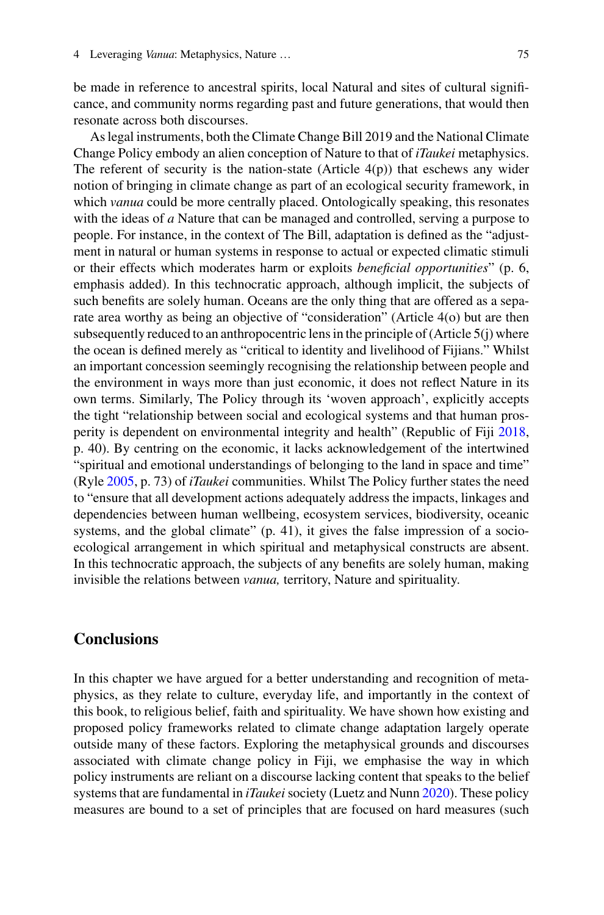be made in reference to ancestral spirits, local Natural and sites of cultural significance, and community norms regarding past and future generations, that would then resonate across both discourses.

As legal instruments, both the Climate Change Bill 2019 and the National Climate Change Policy embody an alien conception of Nature to that of *iTaukei* metaphysics. The referent of security is the nation-state (Article 4(p)) that eschews any wider notion of bringing in climate change as part of an ecological security framework, in which *vanua* could be more centrally placed. Ontologically speaking, this resonates with the ideas of *a* Nature that can be managed and controlled, serving a purpose to people. For instance, in the context of The Bill, adaptation is defined as the "adjustment in natural or human systems in response to actual or expected climatic stimuli or their effects which moderates harm or exploits *beneficial opportunities*" (p. 6, emphasis added). In this technocratic approach, although implicit, the subjects of such benefits are solely human. Oceans are the only thing that are offered as a separate area worthy as being an objective of "consideration" (Article 4(o) but are then subsequently reduced to an anthropocentric lens in the principle of (Article 5(j) where the ocean is defined merely as "critical to identity and livelihood of Fijians." Whilst an important concession seemingly recognising the relationship between people and the environment in ways more than just economic, it does not reflect Nature in its own terms. Similarly, The Policy through its 'woven approach', explicitly accepts the tight "relationship between social and ecological systems and that human prosperity is dependent on environmental integrity and health" (Republic of Fiji 2018, p. 40). By centring on the economic, it lacks acknowledgement of the intertwined "spiritual and emotional understandings of belonging to the land in space and time" (Ryle 2005, p. 73) of *iTaukei* communities. Whilst The Policy further states the need to "ensure that all development actions adequately address the impacts, linkages and dependencies between human wellbeing, ecosystem services, biodiversity, oceanic systems, and the global climate" (p. 41), it gives the false impression of a socio-ecological arrangement in which spiritual and metaphysical constructs are absent. In this technocratic approach, the subjects of any benefits are solely human, making invisible the relations between *vanua,* territory, Nature and spirituality.

## Conclusions

In this chapter we have argued for a better understanding and recognition of metaphysics, as they relate to culture, everyday life, and importantly in the context of this book, to religious belief, faith and spirituality. We have shown how existing and proposed policy frameworks related to climate change adaptation largely operate outside many of these factors. Exploring the metaphysical grounds and discourses associated with climate change policy in Fiji, we emphasise the way in which policy instruments are reliant on a discourse lacking content that speaks to the belief systems that are fundamental in *iTaukei* society (Luetz and Nunn 2020). These policy measures are bound to a set of principles that are focused on hard measures (such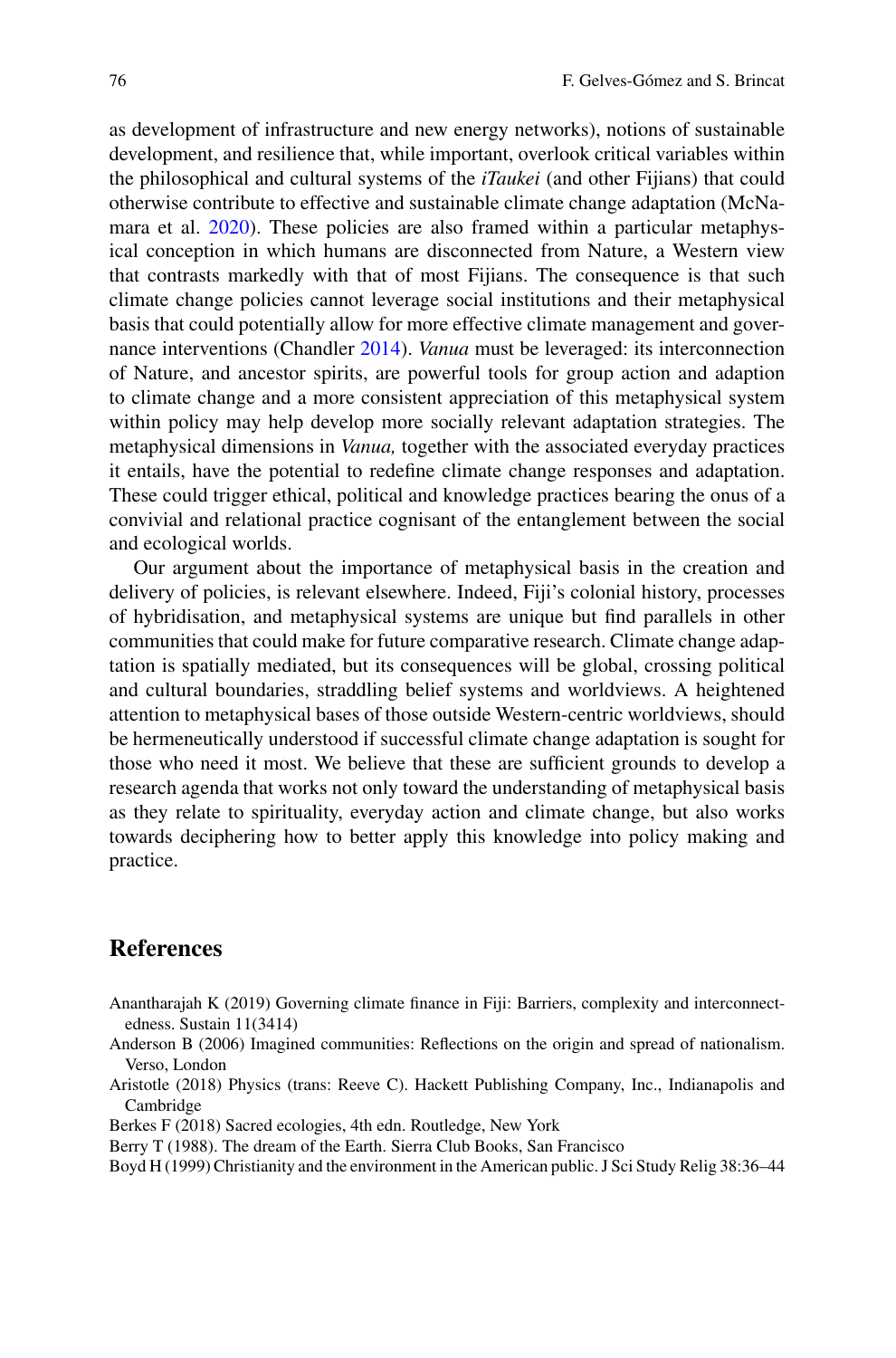as development of infrastructure and new energy networks), notions of sustainable development, and resilience that, while important, overlook critical variables within the philosophical and cultural systems of the *iTaukei* (and other Fijians) that could otherwise contribute to effective and sustainable climate change adaptation (McNamara et al. 2020). These policies are also framed within a particular metaphysical conception in which humans are disconnected from Nature, a Western view that contrasts markedly with that of most Fijians. The consequence is that such climate change policies cannot leverage social institutions and their metaphysical basis that could potentially allow for more effective climate management and governance interventions (Chandler 2014). *Vanua* must be leveraged: its interconnection of Nature, and ancestor spirits, are powerful tools for group action and adaption to climate change and a more consistent appreciation of this metaphysical system within policy may help develop more socially relevant adaptation strategies. The metaphysical dimensions in *Vanua,* together with the associated everyday practices it entails, have the potential to redefine climate change responses and adaptation. These could trigger ethical, political and knowledge practices bearing the onus of a convivial and relational practice cognisant of the entanglement between the social and ecological worlds.

Our argument about the importance of metaphysical basis in the creation and delivery of policies, is relevant elsewhere. Indeed, Fiji's colonial history, processes of hybridisation, and metaphysical systems are unique but find parallels in other communities that could make for future comparative research. Climate change adaptation is spatially mediated, but its consequences will be global, crossing political and cultural boundaries, straddling belief systems and worldviews. A heightened attention to metaphysical bases of those outside Western-centric worldviews, should be hermeneutically understood if successful climate change adaptation is sought for those who need it most. We believe that these are sufficient grounds to develop a research agenda that works not only toward the understanding of metaphysical basis as they relate to spirituality, everyday action and climate change, but also works towards deciphering how to better apply this knowledge into policy making and practice.

## References

Anantharajah K (2019) Governing climate finance in Fiji: Barriers, complexity and interconnectedness. Sustain 11(3414)

Anderson B (2006) Imagined communities: Reflections on the origin and spread of nationalism. Verso, London

Aristotle (2018) Physics (trans: Reeve C). Hackett Publishing Company, Inc., Indianapolis and Cambridge

Berkes F (2018) Sacred ecologies, 4th edn. Routledge, New York

Berry T (1988). The dream of the Earth. Sierra Club Books, San Francisco

Boyd H (1999) Christianity and the environment in the American public. J Sci Study Relig 38:36–44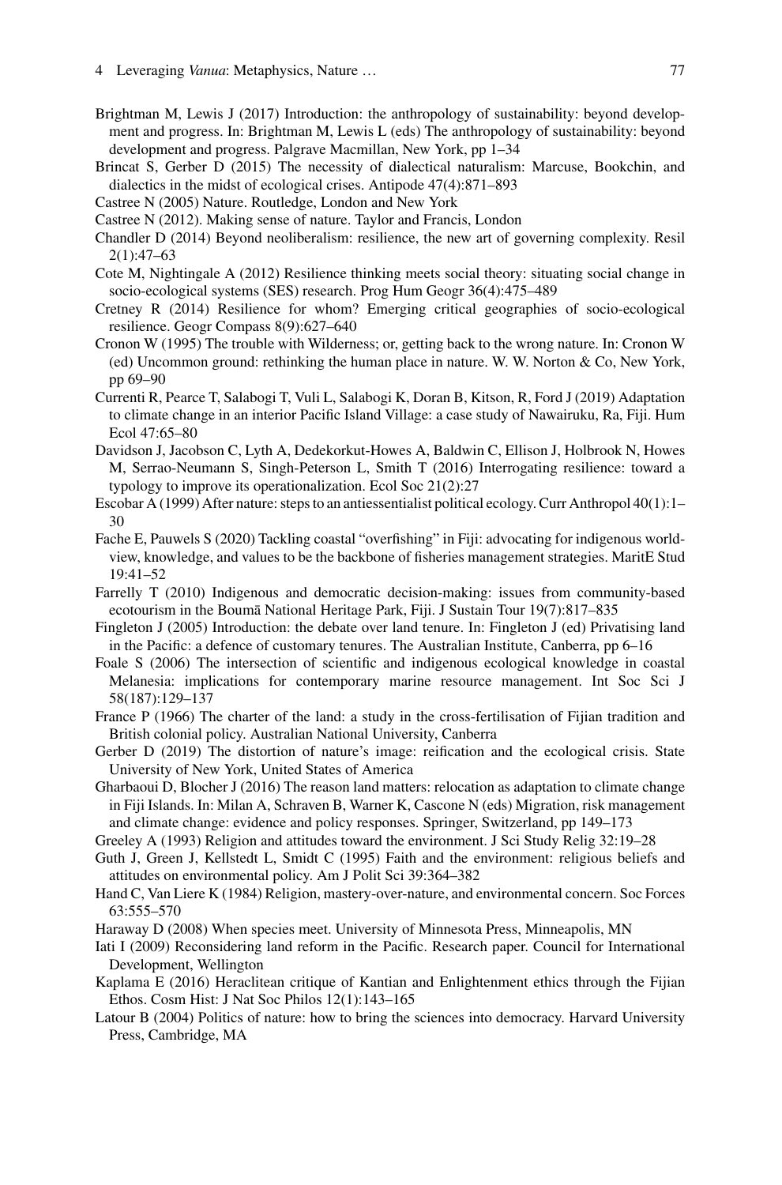Brightman M, Lewis J (2017) Introduction: the anthropology of sustainability: beyond development and progress. In: Brightman M, Lewis L (eds) The anthropology of sustainability: beyond development and progress. Palgrave Macmillan, New York, pp 1–34

Brincat S, Gerber D (2015) The necessity of dialectical naturalism: Marcuse, Bookchin, and dialectics in the midst of ecological crises. Antipode 47(4):871–893

Castree N (2005) Nature. Routledge, London and New York

Castree N (2012). Making sense of nature. Taylor and Francis, London

Chandler D (2014) Beyond neoliberalism: resilience, the new art of governing complexity. Resil 2(1):47–63

Cote M, Nightingale A (2012) Resilience thinking meets social theory: situating social change in socio-ecological systems (SES) research. Prog Hum Geogr 36(4):475–489

Cretney R (2014) Resilience for whom? Emerging critical geographies of socio-ecological resilience. Geogr Compass 8(9):627–640

Cronon W (1995) The trouble with Wilderness; or, getting back to the wrong nature. In: Cronon W (ed) Uncommon ground: rethinking the human place in nature. W. W. Norton & Co, New York, pp 69–90

Currenti R, Pearce T, Salabogi T, Vuli L, Salabogi K, Doran B, Kitson, R, Ford J (2019) Adaptation to climate change in an interior Pacific Island Village: a case study of Nawairuku, Ra, Fiji. Hum Ecol 47:65–80

Davidson J, Jacobson C, Lyth A, Dedekorkut-Howes A, Baldwin C, Ellison J, Holbrook N, Howes M, Serrao-Neumann S, Singh-Peterson L, Smith T (2016) Interrogating resilience: toward a typology to improve its operationalization. Ecol Soc 21(2):27

Escobar A (1999) After nature: steps to an antiessentialist political ecology. Curr Anthropol 40(1):1–30

Fache E, Pauwels S (2020) Tackling coastal "overfishing" in Fiji: advocating for indigenous worldview, knowledge, and values to be the backbone of fisheries management strategies. MaritE Stud 19:41–52

Farrelly T (2010) Indigenous and democratic decision-making: issues from community-based ecotourism in the Boumā National Heritage Park, Fiji. J Sustain Tour 19(7):817–835

Fingleton J (2005) Introduction: the debate over land tenure. In: Fingleton J (ed) Privatising land in the Pacific: a defence of customary tenures. The Australian Institute, Canberra, pp 6–16

Foale S (2006) The intersection of scientific and indigenous ecological knowledge in coastal Melanesia: implications for contemporary marine resource management. Int Soc Sci J 58(187):129–137

France P (1966) The charter of the land: a study in the cross-fertilisation of Fijian tradition and British colonial policy. Australian National University, Canberra

Gerber D (2019) The distortion of nature's image: reification and the ecological crisis. State University of New York, United States of America

Gharbaoui D, Blocher J (2016) The reason land matters: relocation as adaptation to climate change in Fiji Islands. In: Milan A, Schraven B, Warner K, Cascone N (eds) Migration, risk management and climate change: evidence and policy responses. Springer, Switzerland, pp 149–173

Greeley A (1993) Religion and attitudes toward the environment. J Sci Study Relig 32:19–28

Guth J, Green J, Kellstedt L, Smidt C (1995) Faith and the environment: religious beliefs and attitudes on environmental policy. Am J Polit Sci 39:364–382

Hand C, Van Liere K (1984) Religion, mastery-over-nature, and environmental concern. Soc Forces 63:555–570

Haraway D (2008) When species meet. University of Minnesota Press, Minneapolis, MN

Iati I (2009) Reconsidering land reform in the Pacific. Research paper. Council for International Development, Wellington

Kaplama E (2016) Heraclitean critique of Kantian and Enlightenment ethics through the Fijian Ethos. Cosm Hist: J Nat Soc Philos 12(1):143–165

Latour B (2004) Politics of nature: how to bring the sciences into democracy. Harvard University Press, Cambridge, MA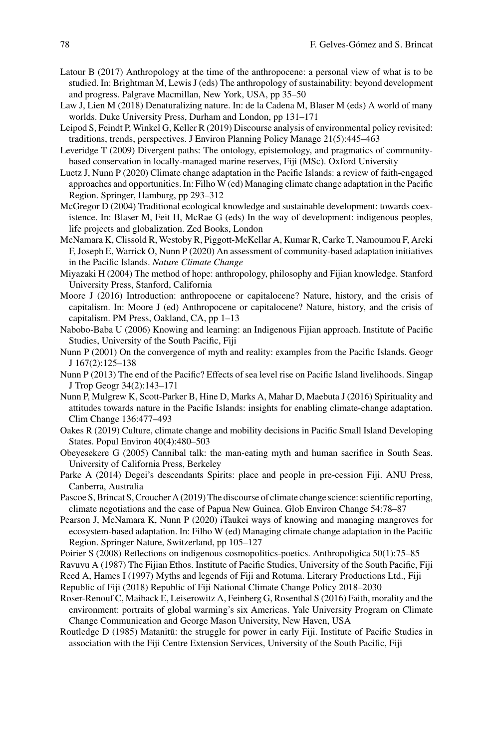Latour B (2017) Anthropology at the time of the anthropocene: a personal view of what is to be studied. In: Brightman M, Lewis J (eds) The anthropology of sustainability: beyond development and progress. Palgrave Macmillan, New York, USA, pp 35–50

Law J, Lien M (2018) Denaturalizing nature. In: de la Cadena M, Blaser M (eds) A world of many worlds. Duke University Press, Durham and London, pp 131–171

Leipod S, Feindt P, Winkel G, Keller R (2019) Discourse analysis of environmental policy revisited: traditions, trends, perspectives. J Environ Planning Policy Manage 21(5):445–463

Leveridge T (2009) Divergent paths: The ontology, epistemology, and pragmatics of community-based conservation in locally-managed marine reserves, Fiji (MSc). Oxford University

Luetz J, Nunn P (2020) Climate change adaptation in the Pacific Islands: a review of faith-engaged approaches and opportunities. In: Filho W (ed) Managing climate change adaptation in the Pacific Region. Springer, Hamburg, pp 293–312

McGregor D (2004) Traditional ecological knowledge and sustainable development: towards coexistence. In: Blaser M, Feit H, McRae G (eds) In the way of development: indigenous peoples, life projects and globalization. Zed Books, London

McNamara K, Clissold R, Westoby R, Piggott-McKellar A, Kumar R, Carke T, Namoumou F, Areki F, Joseph E, Warrick O, Nunn P (2020) An assessment of community-based adaptation initiatives in the Pacific Islands. *Nature Climate Change*

Miyazaki H (2004) The method of hope: anthropology, philosophy and Fijian knowledge. Stanford University Press, Stanford, California

Moore J (2016) Introduction: anthropocene or capitalocene? Nature, history, and the crisis of capitalism. In: Moore J (ed) Anthropocene or capitalocene? Nature, history, and the crisis of capitalism. PM Press, Oakland, CA, pp 1–13

Nabobo-Baba U (2006) Knowing and learning: an Indigenous Fijian approach. Institute of Pacific Studies, University of the South Pacific, Fiji

Nunn P (2001) On the convergence of myth and reality: examples from the Pacific Islands. Geogr J 167(2):125–138

Nunn P (2013) The end of the Pacific? Effects of sea level rise on Pacific Island livelihoods. Singap J Trop Geogr 34(2):143–171

Nunn P, Mulgrew K, Scott-Parker B, Hine D, Marks A, Mahar D, Maebuta J (2016) Spirituality and attitudes towards nature in the Pacific Islands: insights for enabling climate-change adaptation. Clim Change 136:477–493

Oakes R (2019) Culture, climate change and mobility decisions in Pacific Small Island Developing States. Popul Environ 40(4):480–503

Obeyesekere G (2005) Cannibal talk: the man-eating myth and human sacrifice in South Seas. University of California Press, Berkeley

Parke A (2014) Degei's descendants Spirits: place and people in pre-cession Fiji. ANU Press, Canberra, Australia

Pascoe S, Brincat S, Croucher A (2019) The discourse of climate change science: scientific reporting, climate negotiations and the case of Papua New Guinea. Glob Environ Change 54:78–87

Pearson J, McNamara K, Nunn P (2020) iTaukei ways of knowing and managing mangroves for ecosystem-based adaptation. In: Filho W (ed) Managing climate change adaptation in the Pacific Region. Springer Nature, Switzerland, pp 105–127

Poirier S (2008) Reflections on indigenous cosmopolitics-poetics. Anthropoligica 50(1):75–85

Ravuvu A (1987) The Fijian Ethos. Institute of Pacific Studies, University of the South Pacific, Fiji

Reed A, Hames I (1997) Myths and legends of Fiji and Rotuma. Literary Productions Ltd., Fiji

Republic of Fiji (2018) Republic of Fiji National Climate Change Policy 2018–2030

Roser-Renouf C, Maiback E, Leiserowitz A, Feinberg G, Rosenthal S (2016) Faith, morality and the environment: portraits of global warming's six Americas. Yale University Program on Climate Change Communication and George Mason University, New Haven, USA

Routledge D (1985) Matanitū: the struggle for power in early Fiji. Institute of Pacific Studies in association with the Fiji Centre Extension Services, University of the South Pacific, Fiji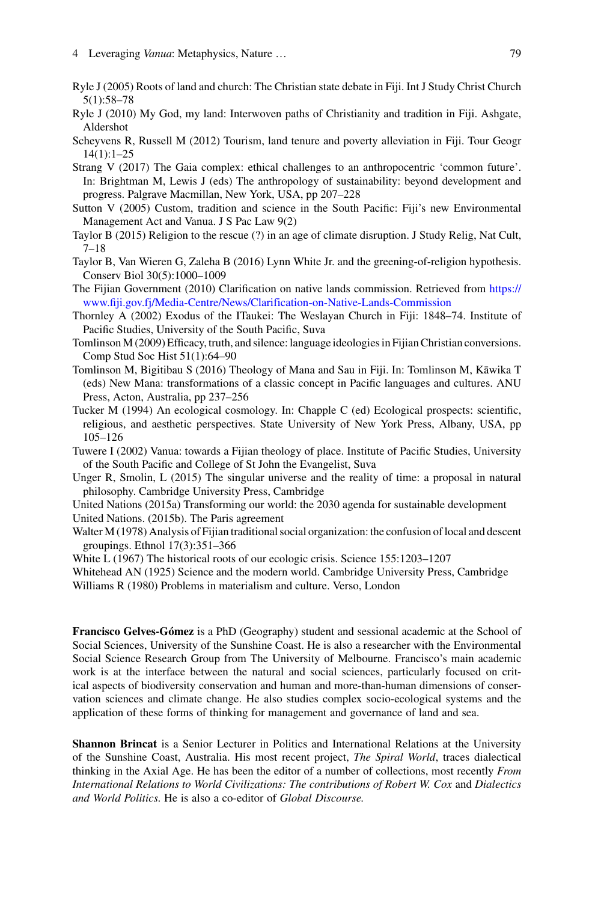Ryle J (2005) Roots of land and church: The Christian state debate in Fiji. Int J Study Christ Church 5(1):58–78

Ryle J (2010) My God, my land: Interwoven paths of Christianity and tradition in Fiji. Ashgate, Aldershot

Scheyvens R, Russell M (2012) Tourism, land tenure and poverty alleviation in Fiji. Tour Geogr 14(1):1–25

Strang V (2017) The Gaia complex: ethical challenges to an anthropocentric 'common future'. In: Brightman M, Lewis J (eds) The anthropology of sustainability: beyond development and progress. Palgrave Macmillan, New York, USA, pp 207–228

Sutton V (2005) Custom, tradition and science in the South Pacific: Fiji's new Environmental Management Act and Vanua. J S Pac Law 9(2)

Taylor B (2015) Religion to the rescue (?) in an age of climate disruption. J Study Relig, Nat Cult, 7–18

Taylor B, Van Wieren G, Zaleha B (2016) Lynn White Jr. and the greening-of-religion hypothesis. Conserv Biol 30(5):1000–1009

The Fijian Government (2010) Clarification on native lands commission. Retrieved from https://www.fiji.gov.fj/Media-Centre/News/Clarification-on-Native-Lands-Commission

Thornley A (2002) Exodus of the ITaukei: The Weslayan Church in Fiji: 1848–74. Institute of Pacific Studies, University of the South Pacific, Suva

Tomlinson M (2009) Efficacy, truth, and silence: language ideologies in Fijian Christian conversions. Comp Stud Soc Hist 51(1):64–90

Tomlinson M, Bigitibau S (2016) Theology of Mana and Sau in Fiji. In: Tomlinson M, Kāwika T (eds) New Mana: transformations of a classic concept in Pacific languages and cultures. ANU Press, Acton, Australia, pp 237–256

Tucker M (1994) An ecological cosmology. In: Chapple C (ed) Ecological prospects: scientific, religious, and aesthetic perspectives. State University of New York Press, Albany, USA, pp 105–126

Tuwere I (2002) Vanua: towards a Fijian theology of place. Institute of Pacific Studies, University of the South Pacific and College of St John the Evangelist, Suva

Unger R, Smolin, L (2015) The singular universe and the reality of time: a proposal in natural philosophy. Cambridge University Press, Cambridge

United Nations (2015a) Transforming our world: the 2030 agenda for sustainable development

United Nations. (2015b). The Paris agreement

Walter M (1978) Analysis of Fijian traditional social organization: the confusion of local and descent groupings. Ethnol 17(3):351–366

White L (1967) The historical roots of our ecologic crisis. Science 155:1203–1207

Whitehead AN (1925) Science and the modern world. Cambridge University Press, Cambridge

Williams R (1980) Problems in materialism and culture. Verso, London

**Francisco Gelves-Gómez** is a PhD (Geography) student and sessional academic at the School of Social Sciences, University of the Sunshine Coast. He is also a researcher with the Environmental Social Science Research Group from The University of Melbourne. Francisco's main academic work is at the interface between the natural and social sciences, particularly focused on critical aspects of biodiversity conservation and human and more-than-human dimensions of conservation sciences and climate change. He also studies complex socio-ecological systems and the application of these forms of thinking for management and governance of land and sea.

**Shannon Brincat** is a Senior Lecturer in Politics and International Relations at the University of the Sunshine Coast, Australia. His most recent project, *The Spiral World*, traces dialectical thinking in the Axial Age. He has been the editor of a number of collections, most recently *From International Relations to World Civilizations: The contributions of Robert W. Cox* and *Dialectics and World Politics*. He is also a co-editor of *Global Discourse.*